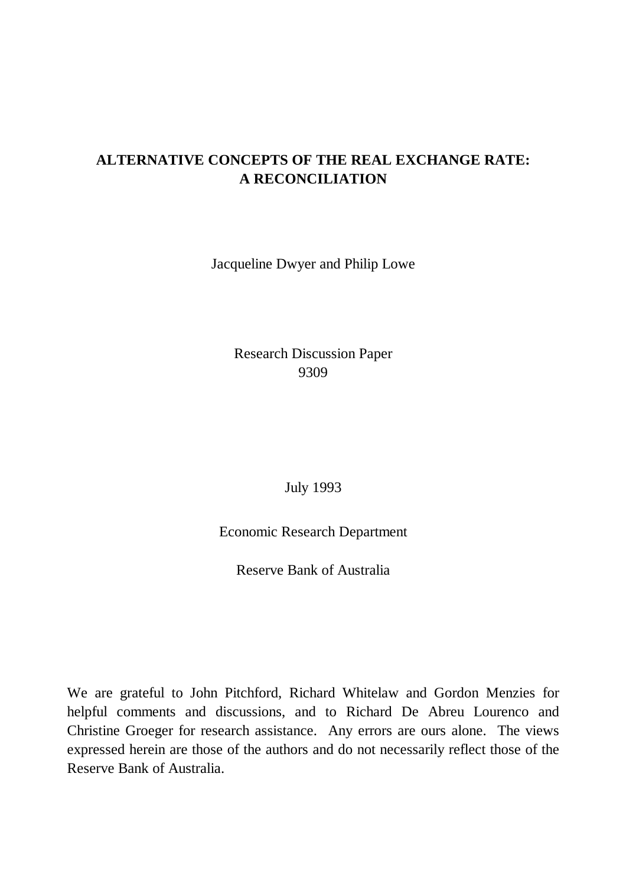# ALTERNATIVE CONCEPTS OF THE REAL EXCHANGE RATE: A RECONCILIATION

Jacqueline Dwyer and Philip Lowe

Research Discussion Paper
9309

July 1993

Economic Research Department

Reserve Bank of Australia

We are grateful to John Pitchford, Richard Whitelaw and Gordon Menzies for helpful comments and discussions, and to Richard De Abreu Lourenco and Christine Groeger for research assistance. Any errors are ours alone. The views expressed herein are those of the authors and do not necessarily reflect those of the Reserve Bank of Australia.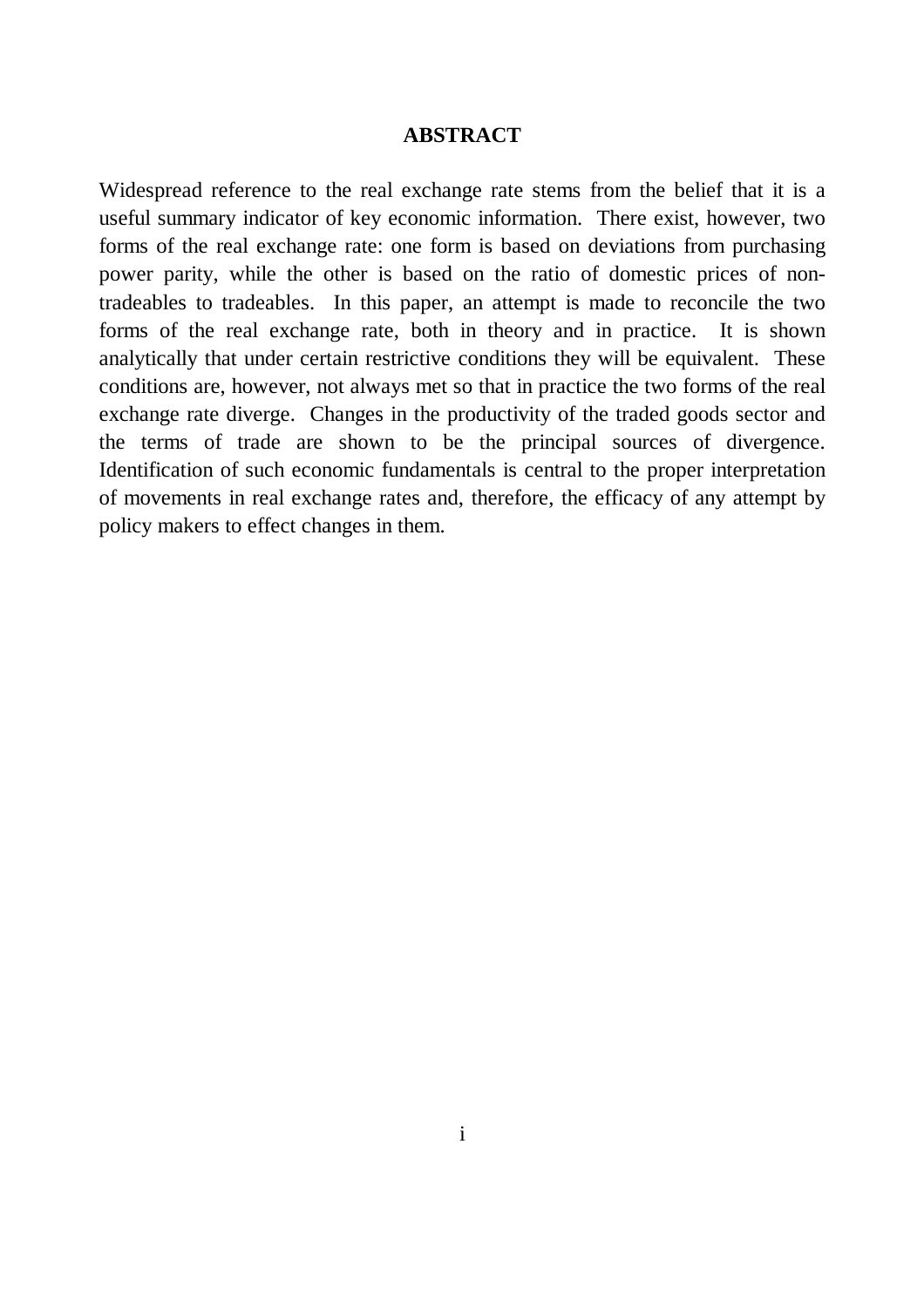## ABSTRACT

Widespread reference to the real exchange rate stems from the belief that it is a useful summary indicator of key economic information. There exist, however, two forms of the real exchange rate: one form is based on deviations from purchasing power parity, while the other is based on the ratio of domestic prices of non-tradeables to tradeables. In this paper, an attempt is made to reconcile the two forms of the real exchange rate, both in theory and in practice. It is shown analytically that under certain restrictive conditions they will be equivalent. These conditions are, however, not always met so that in practice the two forms of the real exchange rate diverge. Changes in the productivity of the traded goods sector and the terms of trade are shown to be the principal sources of divergence. Identification of such economic fundamentals is central to the proper interpretation of movements in real exchange rates and, therefore, the efficacy of any attempt by policy makers to effect changes in them.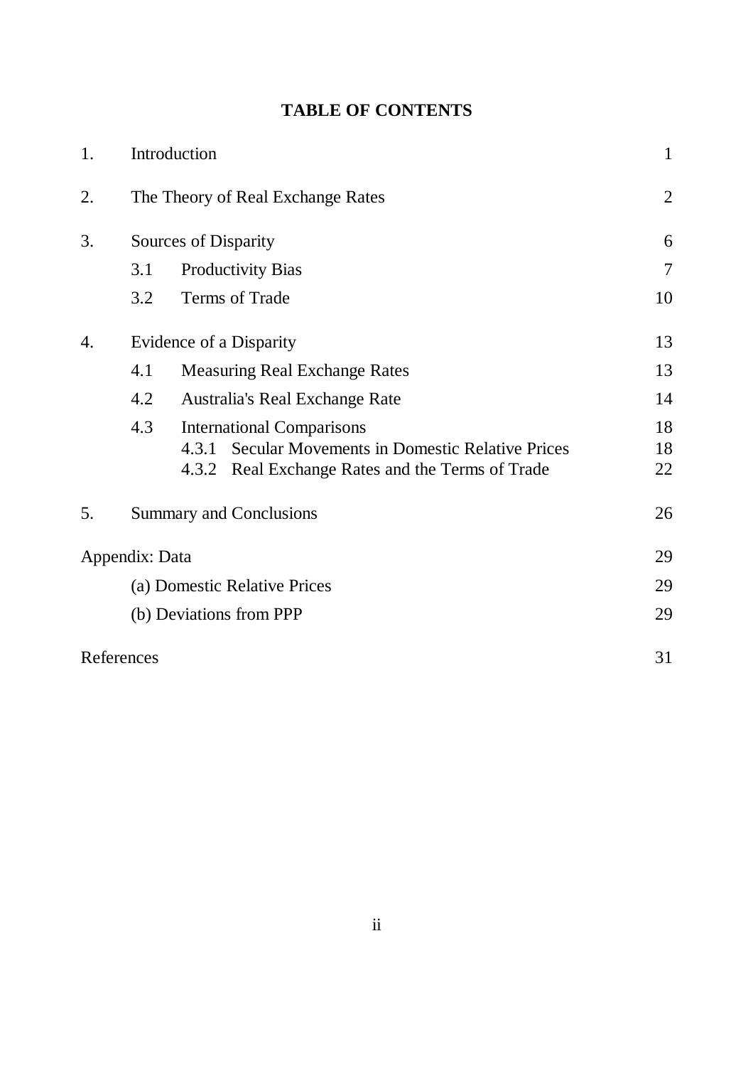# TABLE OF CONTENTS

| | | |
|---|---|---|
| 1. | Introduction | 1 |
| 2. | The Theory of Real Exchange Rates | 2 |
| 3. | Sources of Disparity | 6 |
| | 3.1 Productivity Bias | 7 |
| | 3.2 Terms of Trade | 10 |
| 4. | Evidence of a Disparity | 13 |
| | 4.1 Measuring Real Exchange Rates | 13 |
| | 4.2 Australia's Real Exchange Rate | 14 |
| | 4.3 International Comparisons | 18 |
| | 4.3.1 Secular Movements in Domestic Relative Prices | 18 |
| | 4.3.2 Real Exchange Rates and the Terms of Trade | 22 |
| 5. | Summary and Conclusions | 26 |
| Appendix: Data | | 29 |
| | (a) Domestic Relative Prices | 29 |
| | (b) Deviations from PPP | 29 |
| References | | 31 |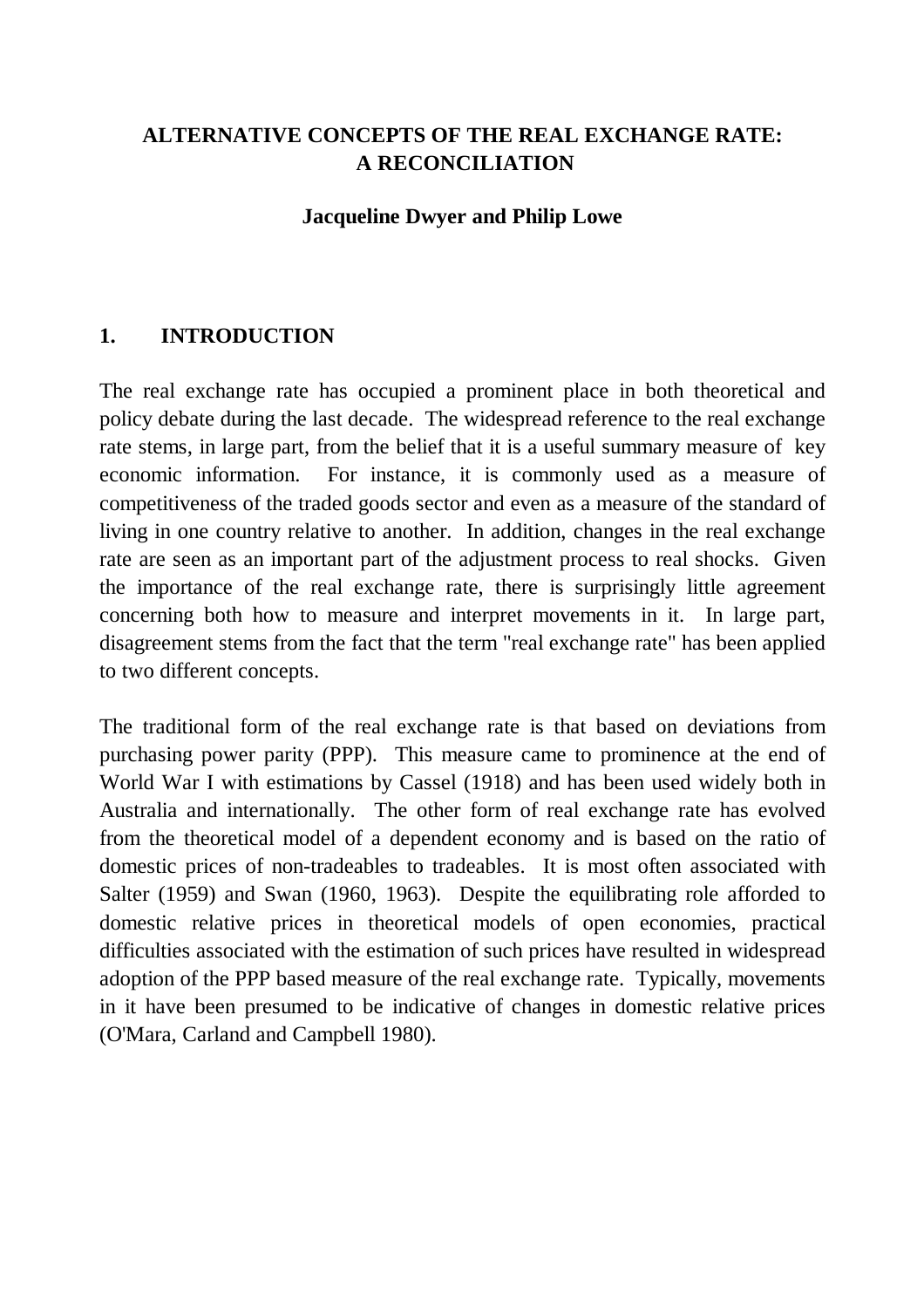# ALTERNATIVE CONCEPTS OF THE REAL EXCHANGE RATE: A RECONCILIATION

**Jacqueline Dwyer and Philip Lowe**

## 1. INTRODUCTION

The real exchange rate has occupied a prominent place in both theoretical and policy debate during the last decade. The widespread reference to the real exchange rate stems, in large part, from the belief that it is a useful summary measure of key economic information. For instance, it is commonly used as a measure of competitiveness of the traded goods sector and even as a measure of the standard of living in one country relative to another. In addition, changes in the real exchange rate are seen as an important part of the adjustment process to real shocks. Given the importance of the real exchange rate, there is surprisingly little agreement concerning both how to measure and interpret movements in it. In large part, disagreement stems from the fact that the term "real exchange rate" has been applied to two different concepts.

The traditional form of the real exchange rate is that based on deviations from purchasing power parity (PPP). This measure came to prominence at the end of World War I with estimations by Cassel (1918) and has been used widely both in Australia and internationally. The other form of real exchange rate has evolved from the theoretical model of a dependent economy and is based on the ratio of domestic prices of non-tradeables to tradeables. It is most often associated with Salter (1959) and Swan (1960, 1963). Despite the equilibrating role afforded to domestic relative prices in theoretical models of open economies, practical difficulties associated with the estimation of such prices have resulted in widespread adoption of the PPP based measure of the real exchange rate. Typically, movements in it have been presumed to be indicative of changes in domestic relative prices (O'Mara, Carland and Campbell 1980).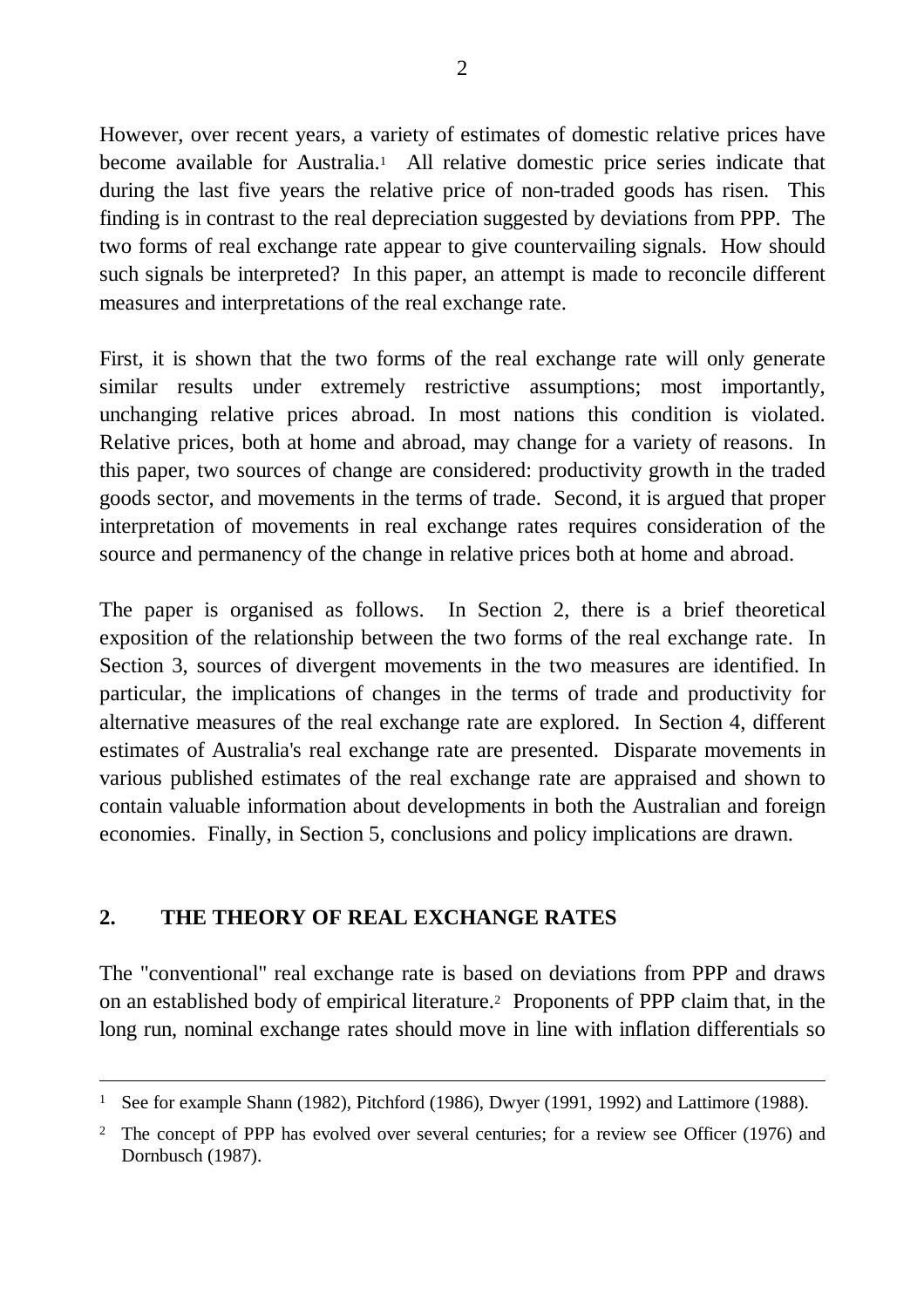However, over recent years, a variety of estimates of domestic relative prices have become available for Australia.[1] All relative domestic price series indicate that during the last five years the relative price of non-traded goods has risen. This finding is in contrast to the real depreciation suggested by deviations from PPP. The two forms of real exchange rate appear to give countervailing signals. How should such signals be interpreted? In this paper, an attempt is made to reconcile different measures and interpretations of the real exchange rate.

First, it is shown that the two forms of the real exchange rate will only generate similar results under extremely restrictive assumptions; most importantly, unchanging relative prices abroad. In most nations this condition is violated. Relative prices, both at home and abroad, may change for a variety of reasons. In this paper, two sources of change are considered: productivity growth in the traded goods sector, and movements in the terms of trade. Second, it is argued that proper interpretation of movements in real exchange rates requires consideration of the source and permanency of the change in relative prices both at home and abroad.

The paper is organised as follows. In Section 2, there is a brief theoretical exposition of the relationship between the two forms of the real exchange rate. In Section 3, sources of divergent movements in the two measures are identified. In particular, the implications of changes in the terms of trade and productivity for alternative measures of the real exchange rate are explored. In Section 4, different estimates of Australia's real exchange rate are presented. Disparate movements in various published estimates of the real exchange rate are appraised and shown to contain valuable information about developments in both the Australian and foreign economies. Finally, in Section 5, conclusions and policy implications are drawn.

## 2. THE THEORY OF REAL EXCHANGE RATES

The "conventional" real exchange rate is based on deviations from PPP and draws on an established body of empirical literature.[2] Proponents of PPP claim that, in the long run, nominal exchange rates should move in line with inflation differentials so

---

[1] See for example Shann (1982), Pitchford (1986), Dwyer (1991, 1992) and Lattimore (1988).

[2] The concept of PPP has evolved over several centuries; for a review see Officer (1976) and Dornbusch (1987).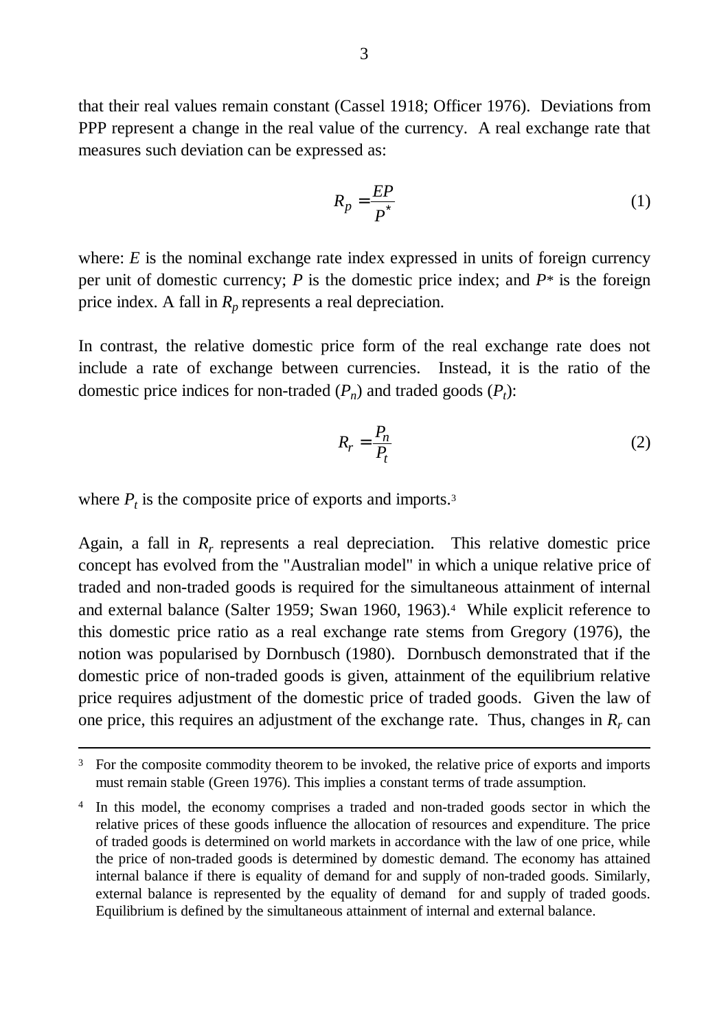that their real values remain constant (Cassel 1918; Officer 1976). Deviations from PPP represent a change in the real value of the currency. A real exchange rate that measures such deviation can be expressed as:

$$R_p = \frac{EP}{P^*} \tag{1}$$

where: $E$ is the nominal exchange rate index expressed in units of foreign currency per unit of domestic currency; $P$ is the domestic price index; and $P^*$ is the foreign price index. A fall in $R_p$ represents a real depreciation.

In contrast, the relative domestic price form of the real exchange rate does not include a rate of exchange between currencies. Instead, it is the ratio of the domestic price indices for non-traded ($P_n$) and traded goods ($P_t$):

$$R_r = \frac{P_n}{P_t} \tag{2}$$

where $P_t$ is the composite price of exports and imports.[3]

Again, a fall in $R_r$ represents a real depreciation. This relative domestic price concept has evolved from the "Australian model" in which a unique relative price of traded and non-traded goods is required for the simultaneous attainment of internal and external balance (Salter 1959; Swan 1960, 1963).[4] While explicit reference to this domestic price ratio as a real exchange rate stems from Gregory (1976), the notion was popularised by Dornbusch (1980). Dornbusch demonstrated that if the domestic price of non-traded goods is given, attainment of the equilibrium relative price requires adjustment of the domestic price of traded goods. Given the law of one price, this requires an adjustment of the exchange rate. Thus, changes in $R_r$ can

---

[3] For the composite commodity theorem to be invoked, the relative price of exports and imports must remain stable (Green 1976). This implies a constant terms of trade assumption.

[4] In this model, the economy comprises a traded and non-traded goods sector in which the relative prices of these goods influence the allocation of resources and expenditure. The price of traded goods is determined on world markets in accordance with the law of one price, while the price of non-traded goods is determined by domestic demand. The economy has attained internal balance if there is equality of demand for and supply of non-traded goods. Similarly, external balance is represented by the equality of demand for and supply of traded goods. Equilibrium is defined by the simultaneous attainment of internal and external balance.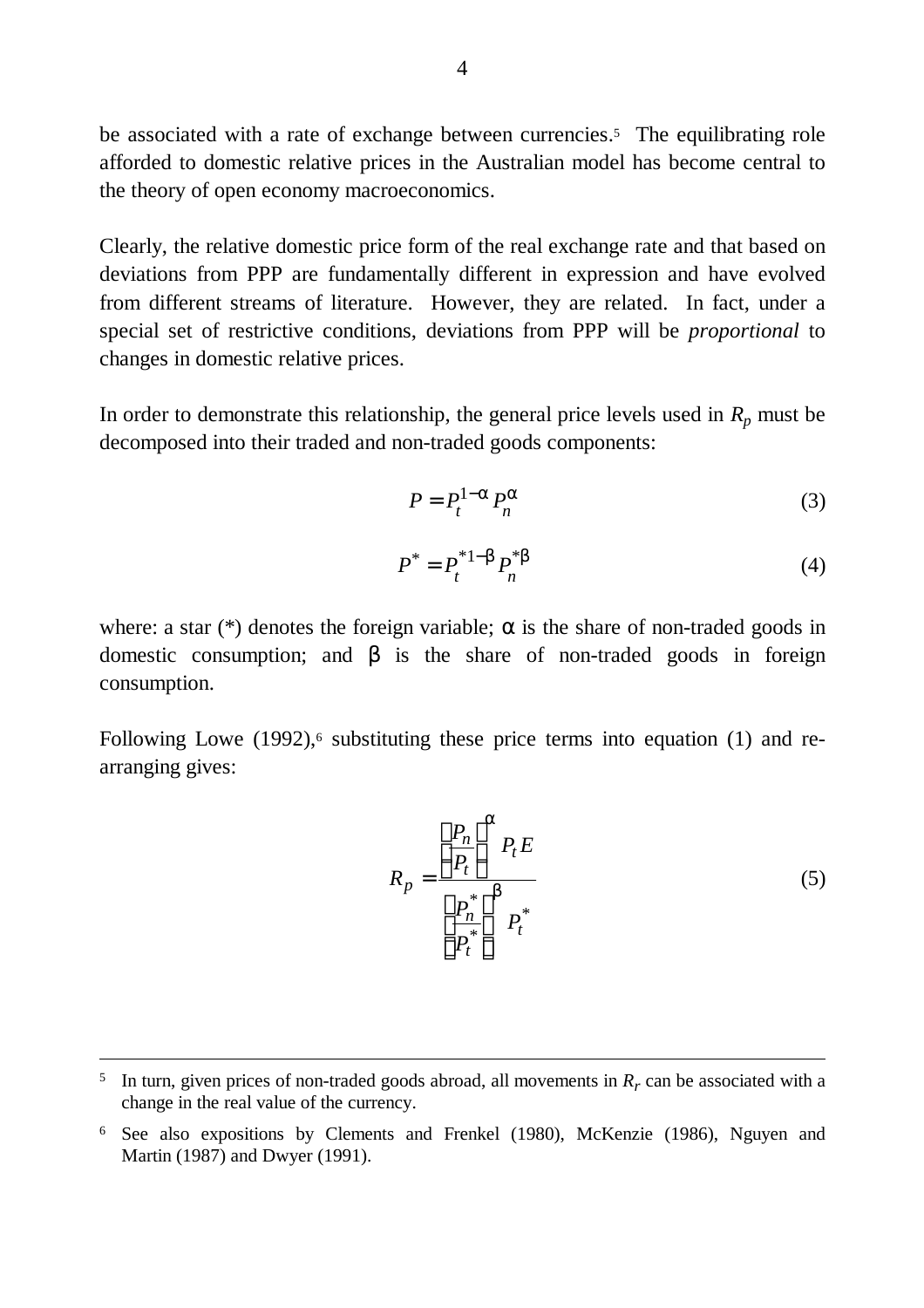be associated with a rate of exchange between currencies.[5] The equilibrating role afforded to domestic relative prices in the Australian model has become central to the theory of open economy macroeconomics.

Clearly, the relative domestic price form of the real exchange rate and that based on deviations from PPP are fundamentally different in expression and have evolved from different streams of literature. However, they are related. In fact, under a special set of restrictive conditions, deviations from PPP will be *proportional* to changes in domestic relative prices.

In order to demonstrate this relationship, the general price levels used in $R_p$ must be decomposed into their traded and non-traded goods components:

$$P = P_t^{1-\alpha} P_n^{\alpha} \tag{3}$$

$$P^* = P_t^{*1-\beta} P_n^{*\beta} \tag{4}$$

where: a star (*) denotes the foreign variable; $\alpha$ is the share of non-traded goods in domestic consumption; and $\beta$ is the share of non-traded goods in foreign consumption.

Following Lowe (1992),[6] substituting these price terms into equation (1) and re-arranging gives:

$$R_p = \frac{\left(\frac{P_n}{P_t}\right)^{\alpha} P_t E}{\left(\frac{P_n^*}{P_t^*}\right)^{\beta} P_t^*} \tag{5}$$

---

[5] In turn, given prices of non-traded goods abroad, all movements in $R_r$ can be associated with a change in the real value of the currency.

[6] See also expositions by Clements and Frenkel (1980), McKenzie (1986), Nguyen and Martin (1987) and Dwyer (1991).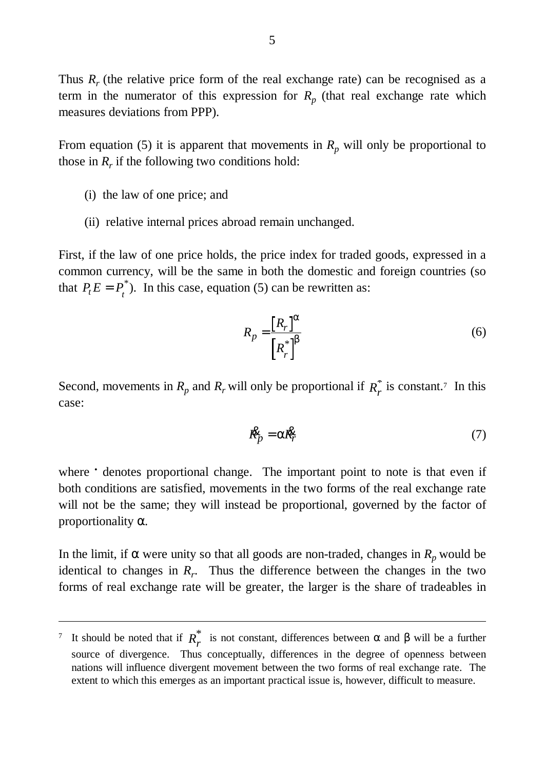Thus $R_r$ (the relative price form of the real exchange rate) can be recognised as a term in the numerator of this expression for $R_p$ (that real exchange rate which measures deviations from PPP).

From equation (5) it is apparent that movements in $R_p$ will only be proportional to those in $R_r$ if the following two conditions hold:

(i) the law of one price; and

(ii) relative internal prices abroad remain unchanged.

First, if the law of one price holds, the price index for traded goods, expressed in a common currency, will be the same in both the domestic and foreign countries (so that $P_t E = P_t^*$). In this case, equation (5) can be rewritten as:

$$R_p = \frac{\left[R_r\right]^{\alpha}}{\left[R_r^*\right]^{\beta}} \tag{6}$$

Second, movements in $R_p$ and $R_r$ will only be proportional if $R_r^*$ is constant.[7] In this case:

$$\dot{R}_p = \alpha \dot{R}_r \tag{7}$$

where $\dot{}$ denotes proportional change. The important point to note is that even if both conditions are satisfied, movements in the two forms of the real exchange rate will not be the same; they will instead be proportional, governed by the factor of proportionality $\alpha$.

In the limit, if $\alpha$ were unity so that all goods are non-traded, changes in $R_p$ would be identical to changes in $R_r$. Thus the difference between the changes in the two forms of real exchange rate will be greater, the larger is the share of tradeables in

---

[7] It should be noted that if $R_r^*$ is not constant, differences between $\alpha$ and $\beta$ will be a further source of divergence. Thus conceptually, differences in the degree of openness between nations will influence divergent movement between the two forms of real exchange rate. The extent to which this emerges as an important practical issue is, however, difficult to measure.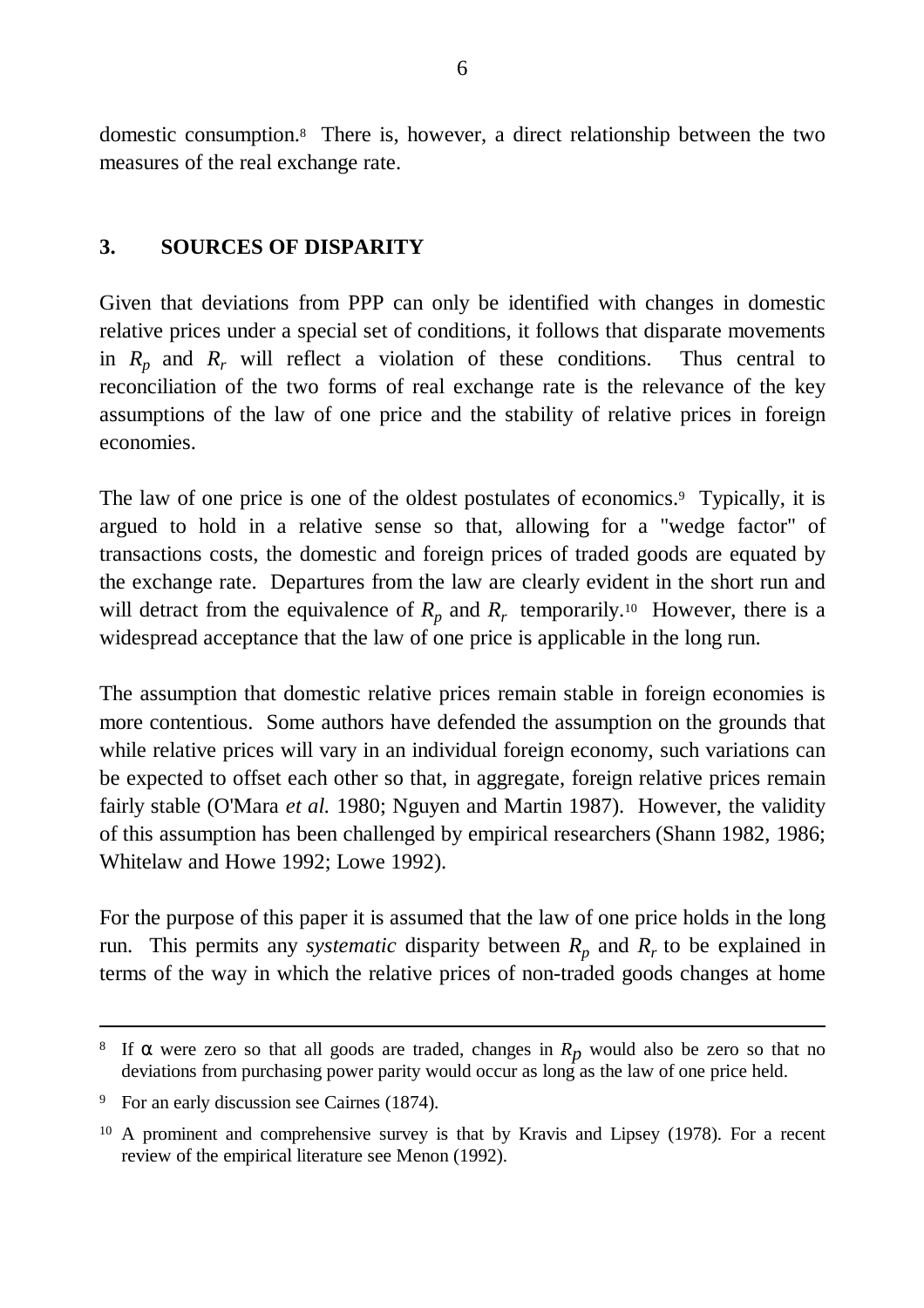domestic consumption.[8] There is, however, a direct relationship between the two measures of the real exchange rate.

## 3. SOURCES OF DISPARITY

Given that deviations from PPP can only be identified with changes in domestic relative prices under a special set of conditions, it follows that disparate movements in $R_p$ and $R_r$ will reflect a violation of these conditions. Thus central to reconciliation of the two forms of real exchange rate is the relevance of the key assumptions of the law of one price and the stability of relative prices in foreign economies.

The law of one price is one of the oldest postulates of economics.[9] Typically, it is argued to hold in a relative sense so that, allowing for a "wedge factor" of transactions costs, the domestic and foreign prices of traded goods are equated by the exchange rate. Departures from the law are clearly evident in the short run and will detract from the equivalence of $R_p$ and $R_r$ temporarily.[10] However, there is a widespread acceptance that the law of one price is applicable in the long run.

The assumption that domestic relative prices remain stable in foreign economies is more contentious. Some authors have defended the assumption on the grounds that while relative prices will vary in an individual foreign economy, such variations can be expected to offset each other so that, in aggregate, foreign relative prices remain fairly stable (O'Mara *et al.* 1980; Nguyen and Martin 1987). However, the validity of this assumption has been challenged by empirical researchers (Shann 1982, 1986; Whitelaw and Howe 1992; Lowe 1992).

For the purpose of this paper it is assumed that the law of one price holds in the long run. This permits any *systematic* disparity between $R_p$ and $R_r$ to be explained in terms of the way in which the relative prices of non-traded goods changes at home

---

[8] If $\alpha$ were zero so that all goods are traded, changes in $R_p$ would also be zero so that no deviations from purchasing power parity would occur as long as the law of one price held.

[9] For an early discussion see Cairnes (1874).

[10] A prominent and comprehensive survey is that by Kravis and Lipsey (1978). For a recent review of the empirical literature see Menon (1992).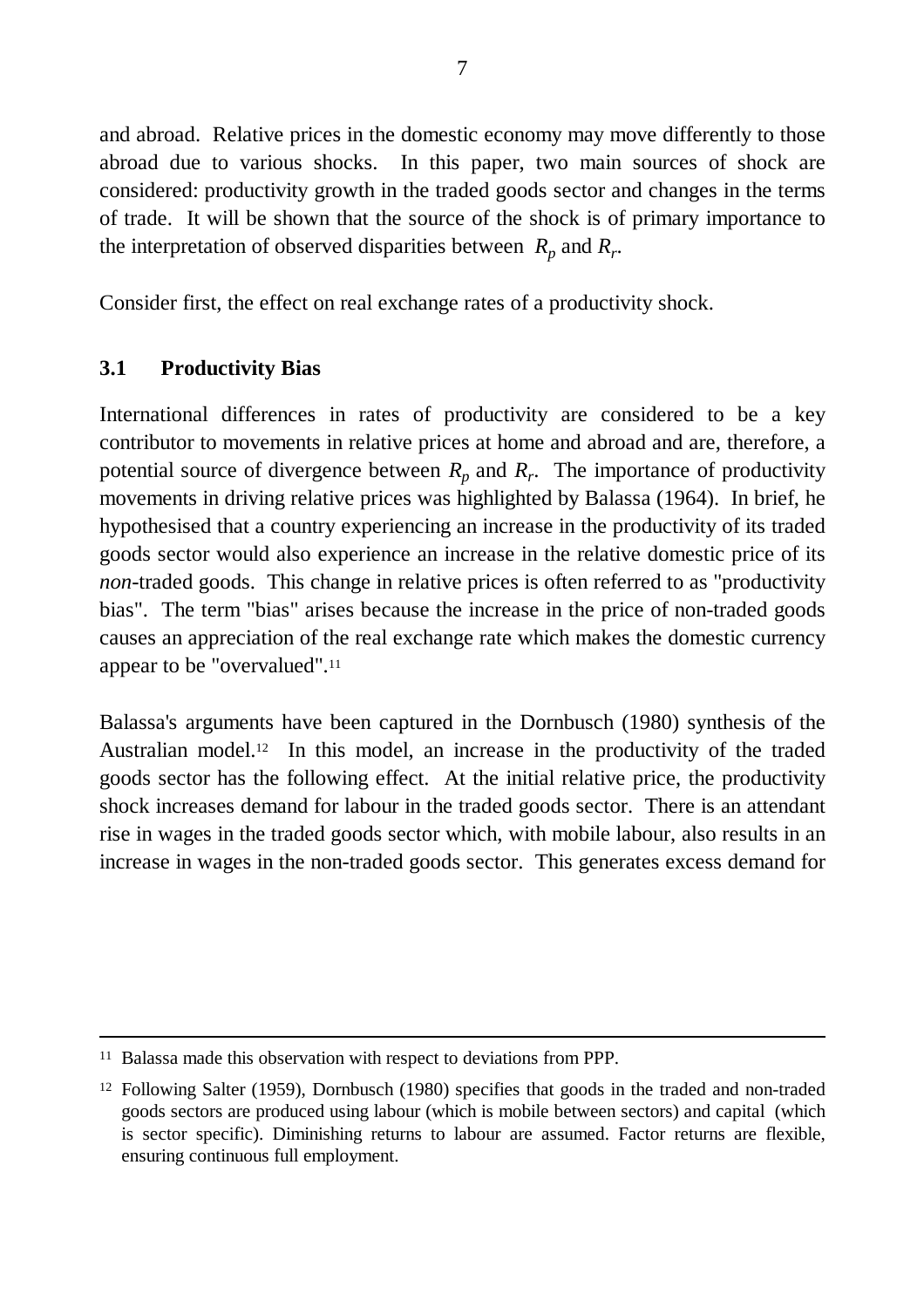and abroad. Relative prices in the domestic economy may move differently to those abroad due to various shocks. In this paper, two main sources of shock are considered: productivity growth in the traded goods sector and changes in the terms of trade. It will be shown that the source of the shock is of primary importance to the interpretation of observed disparities between $R_p$ and $R_r$.

Consider first, the effect on real exchange rates of a productivity shock.

### 3.1 Productivity Bias

International differences in rates of productivity are considered to be a key contributor to movements in relative prices at home and abroad and are, therefore, a potential source of divergence between $R_p$ and $R_r$. The importance of productivity movements in driving relative prices was highlighted by Balassa (1964). In brief, he hypothesised that a country experiencing an increase in the productivity of its traded goods sector would also experience an increase in the relative domestic price of its *non*-traded goods. This change in relative prices is often referred to as "productivity bias". The term "bias" arises because the increase in the price of non-traded goods causes an appreciation of the real exchange rate which makes the domestic currency appear to be "overvalued".[11]

Balassa's arguments have been captured in the Dornbusch (1980) synthesis of the Australian model.[12] In this model, an increase in the productivity of the traded goods sector has the following effect. At the initial relative price, the productivity shock increases demand for labour in the traded goods sector. There is an attendant rise in wages in the traded goods sector which, with mobile labour, also results in an increase in wages in the non-traded goods sector. This generates excess demand for

---

[11] Balassa made this observation with respect to deviations from PPP.

[12] Following Salter (1959), Dornbusch (1980) specifies that goods in the traded and non-traded goods sectors are produced using labour (which is mobile between sectors) and capital (which is sector specific). Diminishing returns to labour are assumed. Factor returns are flexible, ensuring continuous full employment.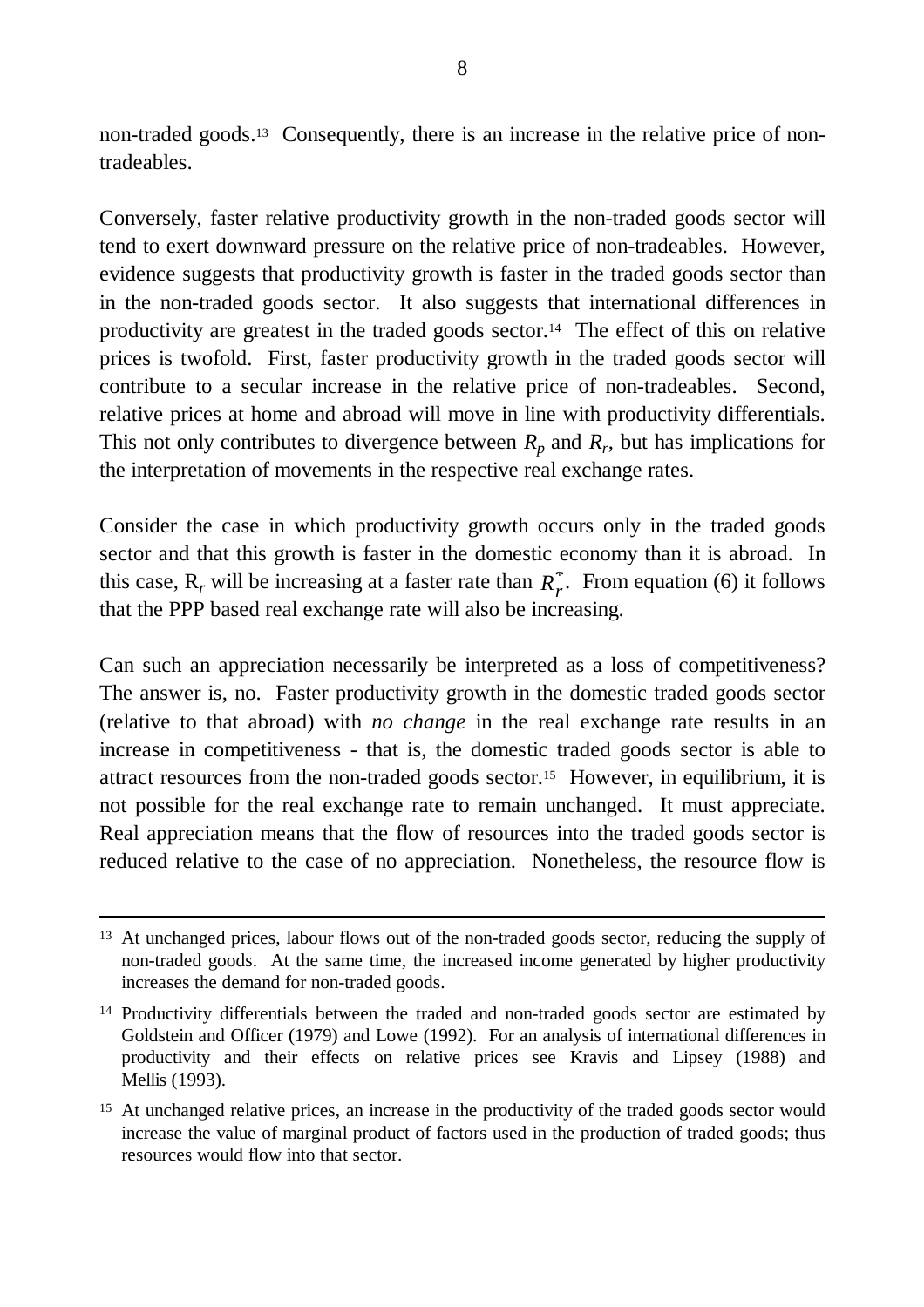non-traded goods.[13] Consequently, there is an increase in the relative price of non-tradeables.

Conversely, faster relative productivity growth in the non-traded goods sector will tend to exert downward pressure on the relative price of non-tradeables. However, evidence suggests that productivity growth is faster in the traded goods sector than in the non-traded goods sector. It also suggests that international differences in productivity are greatest in the traded goods sector.[14] The effect of this on relative prices is twofold. First, faster productivity growth in the traded goods sector will contribute to a secular increase in the relative price of non-tradeables. Second, relative prices at home and abroad will move in line with productivity differentials. This not only contributes to divergence between $R_p$ and $R_r$, but has implications for the interpretation of movements in the respective real exchange rates.

Consider the case in which productivity growth occurs only in the traded goods sector and that this growth is faster in the domestic economy than it is abroad. In this case, $R_r$ will be increasing at a faster rate than $R_r^*$. From equation (6) it follows that the PPP based real exchange rate will also be increasing.

Can such an appreciation necessarily be interpreted as a loss of competitiveness? The answer is, no. Faster productivity growth in the domestic traded goods sector (relative to that abroad) with *no change* in the real exchange rate results in an increase in competitiveness - that is, the domestic traded goods sector is able to attract resources from the non-traded goods sector.[15] However, in equilibrium, it is not possible for the real exchange rate to remain unchanged. It must appreciate. Real appreciation means that the flow of resources into the traded goods sector is reduced relative to the case of no appreciation. Nonetheless, the resource flow is

---

[13] At unchanged prices, labour flows out of the non-traded goods sector, reducing the supply of non-traded goods. At the same time, the increased income generated by higher productivity increases the demand for non-traded goods.

[14] Productivity differentials between the traded and non-traded goods sector are estimated by Goldstein and Officer (1979) and Lowe (1992). For an analysis of international differences in productivity and their effects on relative prices see Kravis and Lipsey (1988) and Mellis (1993).

[15] At unchanged relative prices, an increase in the productivity of the traded goods sector would increase the value of marginal product of factors used in the production of traded goods; thus resources would flow into that sector.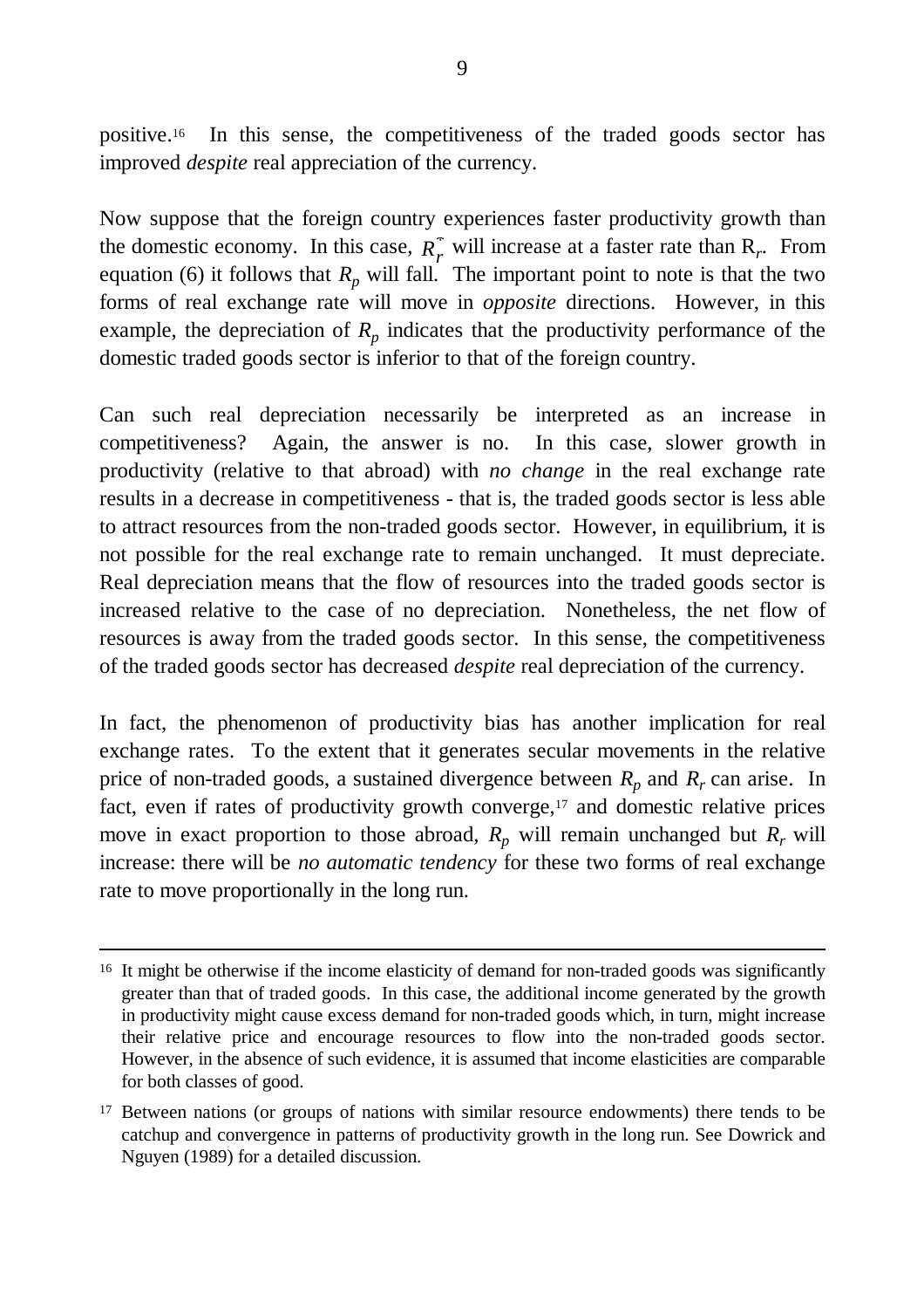positive.[16] In this sense, the competitiveness of the traded goods sector has improved *despite* real appreciation of the currency.

Now suppose that the foreign country experiences faster productivity growth than the domestic economy. In this case, $R_r^{*}$ will increase at a faster rate than $R_r$. From equation (6) it follows that $R_p$ will fall. The important point to note is that the two forms of real exchange rate will move in *opposite* directions. However, in this example, the depreciation of $R_p$ indicates that the productivity performance of the domestic traded goods sector is inferior to that of the foreign country.

Can such real depreciation necessarily be interpreted as an increase in competitiveness? Again, the answer is no. In this case, slower growth in productivity (relative to that abroad) with *no change* in the real exchange rate results in a decrease in competitiveness - that is, the traded goods sector is less able to attract resources from the non-traded goods sector. However, in equilibrium, it is not possible for the real exchange rate to remain unchanged. It must depreciate. Real depreciation means that the flow of resources into the traded goods sector is increased relative to the case of no depreciation. Nonetheless, the net flow of resources is away from the traded goods sector. In this sense, the competitiveness of the traded goods sector has decreased *despite* real depreciation of the currency.

In fact, the phenomenon of productivity bias has another implication for real exchange rates. To the extent that it generates secular movements in the relative price of non-traded goods, a sustained divergence between $R_p$ and $R_r$ can arise. In fact, even if rates of productivity growth converge,[17] and domestic relative prices move in exact proportion to those abroad, $R_p$ will remain unchanged but $R_r$ will increase: there will be *no automatic tendency* for these two forms of real exchange rate to move proportionally in the long run.

---

[16] It might be otherwise if the income elasticity of demand for non-traded goods was significantly greater than that of traded goods. In this case, the additional income generated by the growth in productivity might cause excess demand for non-traded goods which, in turn, might increase their relative price and encourage resources to flow into the non-traded goods sector. However, in the absence of such evidence, it is assumed that income elasticities are comparable for both classes of good.

[17] Between nations (or groups of nations with similar resource endowments) there tends to be catchup and convergence in patterns of productivity growth in the long run. See Dowrick and Nguyen (1989) for a detailed discussion.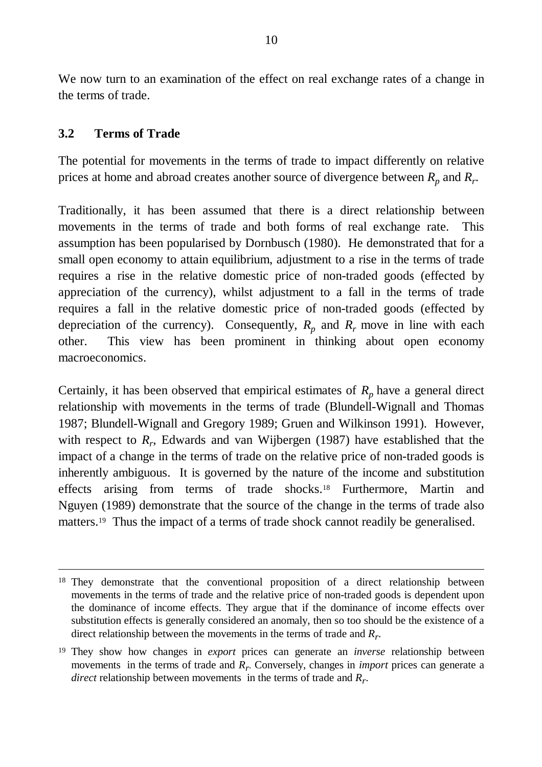We now turn to an examination of the effect on real exchange rates of a change in the terms of trade.

### 3.2 Terms of Trade

The potential for movements in the terms of trade to impact differently on relative prices at home and abroad creates another source of divergence between $R_p$ and $R_r$.

Traditionally, it has been assumed that there is a direct relationship between movements in the terms of trade and both forms of real exchange rate. This assumption has been popularised by Dornbusch (1980). He demonstrated that for a small open economy to attain equilibrium, adjustment to a rise in the terms of trade requires a rise in the relative domestic price of non-traded goods (effected by appreciation of the currency), whilst adjustment to a fall in the terms of trade requires a fall in the relative domestic price of non-traded goods (effected by depreciation of the currency). Consequently, $R_p$ and $R_r$ move in line with each other. This view has been prominent in thinking about open economy macroeconomics.

Certainly, it has been observed that empirical estimates of $R_p$ have a general direct relationship with movements in the terms of trade (Blundell-Wignall and Thomas 1987; Blundell-Wignall and Gregory 1989; Gruen and Wilkinson 1991). However, with respect to $R_r$, Edwards and van Wijbergen (1987) have established that the impact of a change in the terms of trade on the relative price of non-traded goods is inherently ambiguous. It is governed by the nature of the income and substitution effects arising from terms of trade shocks.[18] Furthermore, Martin and Nguyen (1989) demonstrate that the source of the change in the terms of trade also matters.[19] Thus the impact of a terms of trade shock cannot readily be generalised.

---

[18] They demonstrate that the conventional proposition of a direct relationship between movements in the terms of trade and the relative price of non-traded goods is dependent upon the dominance of income effects. They argue that if the dominance of income effects over substitution effects is generally considered an anomaly, then so too should be the existence of a direct relationship between the movements in the terms of trade and $R_r$.

[19] They show how changes in *export* prices can generate an *inverse* relationship between movements in the terms of trade and $R_r$. Conversely, changes in *import* prices can generate a *direct* relationship between movements in the terms of trade and $R_r$.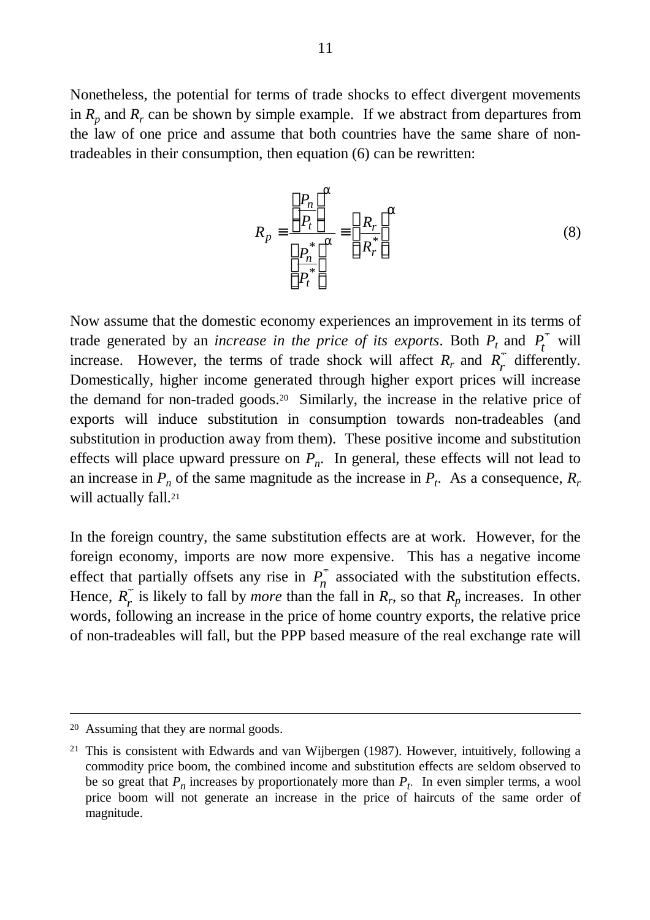Nonetheless, the potential for terms of trade shocks to effect divergent movements in $R_p$ and $R_r$ can be shown by simple example. If we abstract from departures from the law of one price and assume that both countries have the same share of non-tradeables in their consumption, then equation (6) can be rewritten:

$$R_p \equiv \frac{\left(\frac{P_n}{P_t}\right)^{\alpha}}{\left(\frac{P_n^*}{P_t^*}\right)^{\alpha}} \equiv \left(\frac{R_r}{R_r^*}\right)^{\alpha} \tag{8}$$

Now assume that the domestic economy experiences an improvement in its terms of trade generated by an *increase in the price of its exports*. Both $P_t$ and $P_t^*$ will increase. However, the terms of trade shock will affect $R_r$ and $R_r^*$ differently. Domestically, higher income generated through higher export prices will increase the demand for non-traded goods.[20] Similarly, the increase in the relative price of exports will induce substitution in consumption towards non-tradeables (and substitution in production away from them). These positive income and substitution effects will place upward pressure on $P_n$. In general, these effects will not lead to an increase in $P_n$ of the same magnitude as the increase in $P_t$. As a consequence, $R_r$ will actually fall.[21]

In the foreign country, the same substitution effects are at work. However, for the foreign economy, imports are now more expensive. This has a negative income effect that partially offsets any rise in $P_n^*$ associated with the substitution effects. Hence, $R_r^*$ is likely to fall by *more* than the fall in $R_r$, so that $R_p$ increases. In other words, following an increase in the price of home country exports, the relative price of non-tradeables will fall, but the PPP based measure of the real exchange rate will

---

[20] Assuming that they are normal goods.

[21] This is consistent with Edwards and van Wijbergen (1987). However, intuitively, following a commodity price boom, the combined income and substitution effects are seldom observed to be so great that $P_n$ increases by proportionately more than $P_t$. In even simpler terms, a wool price boom will not generate an increase in the price of haircuts of the same order of magnitude.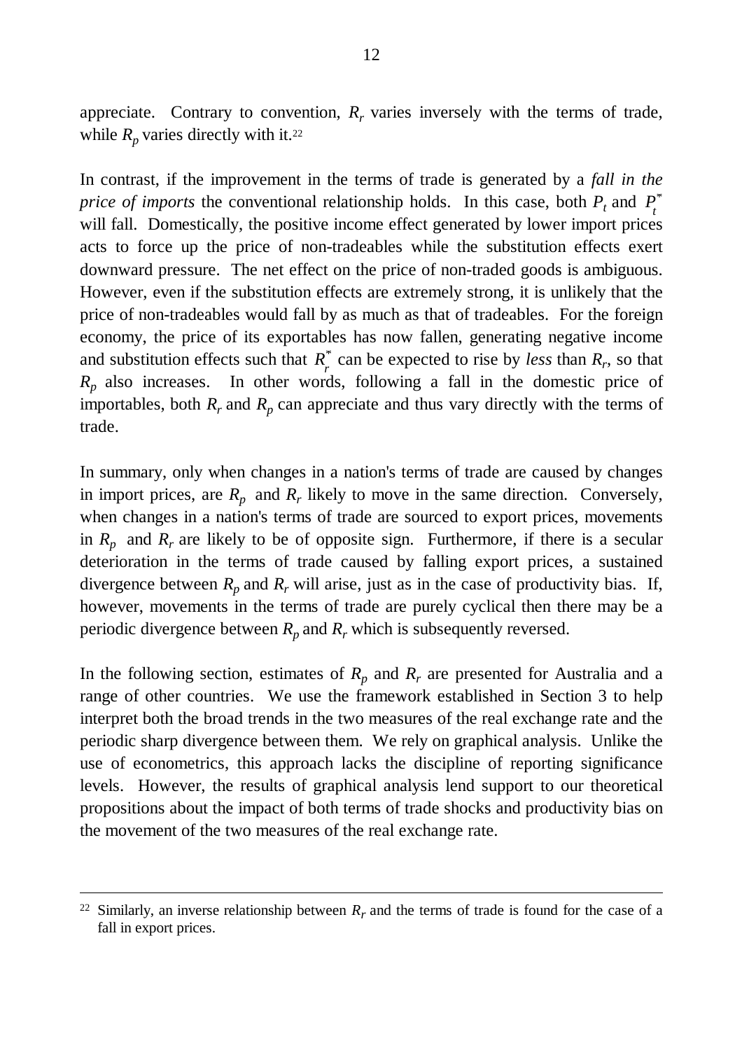appreciate. Contrary to convention, $R_r$ varies inversely with the terms of trade, while $R_p$ varies directly with it.[22]

In contrast, if the improvement in the terms of trade is generated by a *fall in the price of imports* the conventional relationship holds. In this case, both $P_t$ and $P_t^*$ will fall. Domestically, the positive income effect generated by lower import prices acts to force up the price of non-tradeables while the substitution effects exert downward pressure. The net effect on the price of non-traded goods is ambiguous. However, even if the substitution effects are extremely strong, it is unlikely that the price of non-tradeables would fall by as much as that of tradeables. For the foreign economy, the price of its exportables has now fallen, generating negative income and substitution effects such that $R_r^*$ can be expected to rise by *less* than $R_r$, so that $R_p$ also increases. In other words, following a fall in the domestic price of importables, both $R_r$ and $R_p$ can appreciate and thus vary directly with the terms of trade.

In summary, only when changes in a nation's terms of trade are caused by changes in import prices, are $R_p$ and $R_r$ likely to move in the same direction. Conversely, when changes in a nation's terms of trade are sourced to export prices, movements in $R_p$ and $R_r$ are likely to be of opposite sign. Furthermore, if there is a secular deterioration in the terms of trade caused by falling export prices, a sustained divergence between $R_p$ and $R_r$ will arise, just as in the case of productivity bias. If, however, movements in the terms of trade are purely cyclical then there may be a periodic divergence between $R_p$ and $R_r$ which is subsequently reversed.

In the following section, estimates of $R_p$ and $R_r$ are presented for Australia and a range of other countries. We use the framework established in Section 3 to help interpret both the broad trends in the two measures of the real exchange rate and the periodic sharp divergence between them. We rely on graphical analysis. Unlike the use of econometrics, this approach lacks the discipline of reporting significance levels. However, the results of graphical analysis lend support to our theoretical propositions about the impact of both terms of trade shocks and productivity bias on the movement of the two measures of the real exchange rate.

---

[22] Similarly, an inverse relationship between $R_r$ and the terms of trade is found for the case of a fall in export prices.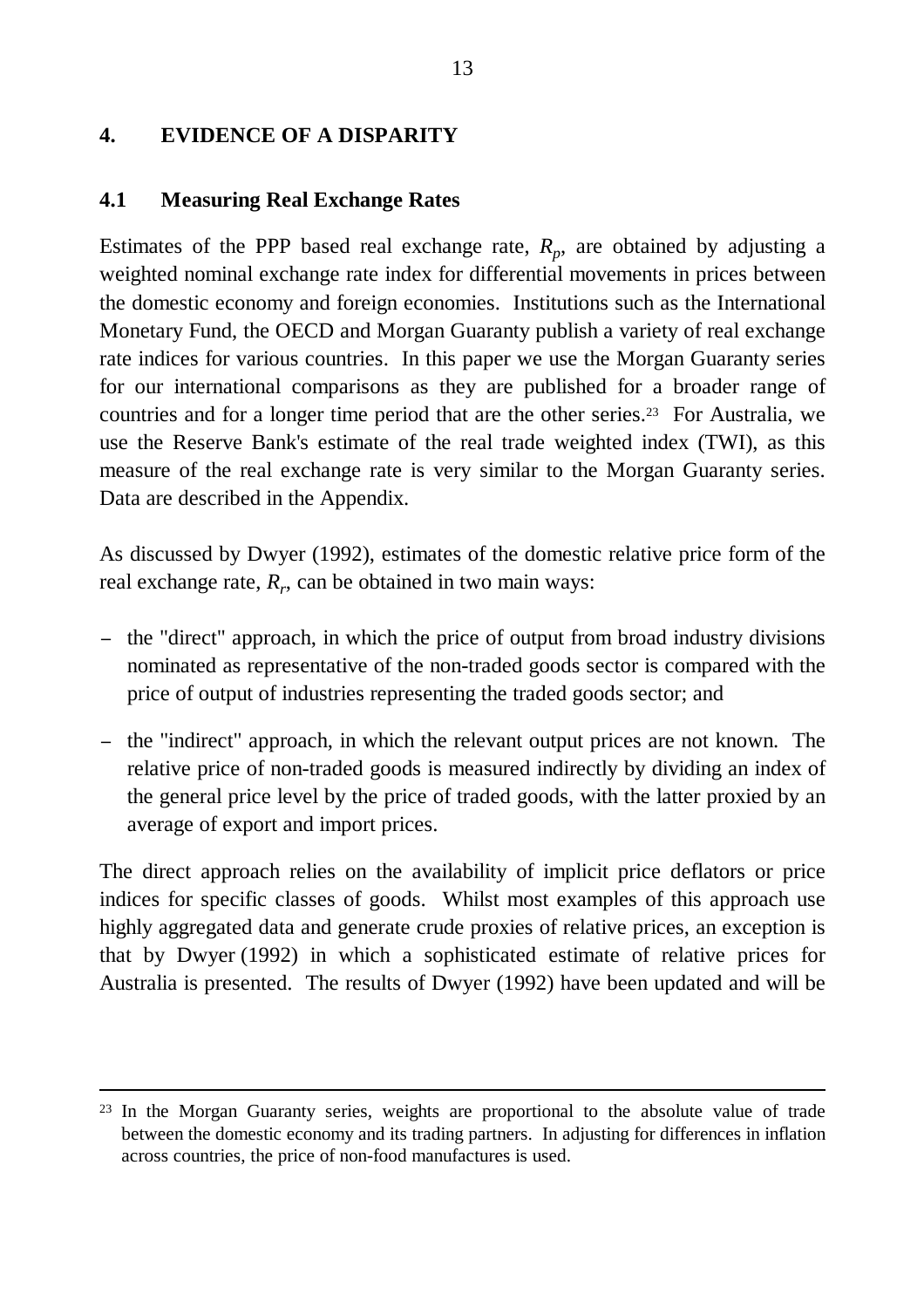## 4. EVIDENCE OF A DISPARITY

### 4.1 Measuring Real Exchange Rates

Estimates of the PPP based real exchange rate, $R_p$, are obtained by adjusting a weighted nominal exchange rate index for differential movements in prices between the domestic economy and foreign economies. Institutions such as the International Monetary Fund, the OECD and Morgan Guaranty publish a variety of real exchange rate indices for various countries. In this paper we use the Morgan Guaranty series for our international comparisons as they are published for a broader range of countries and for a longer time period that are the other series.[23] For Australia, we use the Reserve Bank's estimate of the real trade weighted index (TWI), as this measure of the real exchange rate is very similar to the Morgan Guaranty series. Data are described in the Appendix.

As discussed by Dwyer (1992), estimates of the domestic relative price form of the real exchange rate, $R_r$, can be obtained in two main ways:

- the "direct" approach, in which the price of output from broad industry divisions nominated as representative of the non-traded goods sector is compared with the price of output of industries representing the traded goods sector; and
- the "indirect" approach, in which the relevant output prices are not known. The relative price of non-traded goods is measured indirectly by dividing an index of the general price level by the price of traded goods, with the latter proxied by an average of export and import prices.

The direct approach relies on the availability of implicit price deflators or price indices for specific classes of goods. Whilst most examples of this approach use highly aggregated data and generate crude proxies of relative prices, an exception is that by Dwyer (1992) in which a sophisticated estimate of relative prices for Australia is presented. The results of Dwyer (1992) have been updated and will be

---

[23] In the Morgan Guaranty series, weights are proportional to the absolute value of trade between the domestic economy and its trading partners. In adjusting for differences in inflation across countries, the price of non-food manufactures is used.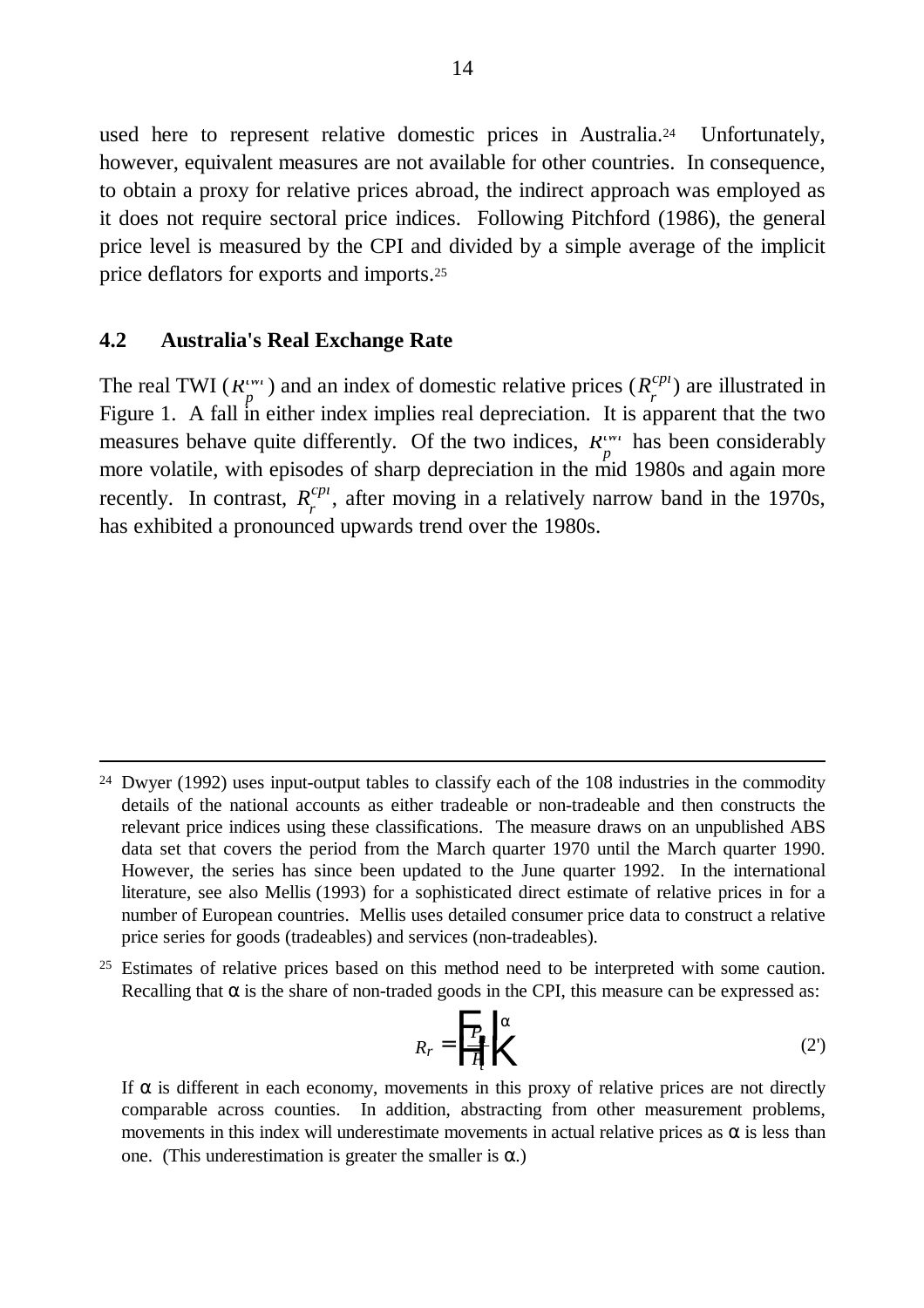used here to represent relative domestic prices in Australia.[24] Unfortunately, however, equivalent measures are not available for other countries. In consequence, to obtain a proxy for relative prices abroad, the indirect approach was employed as it does not require sectoral price indices. Following Pitchford (1986), the general price level is measured by the CPI and divided by a simple average of the implicit price deflators for exports and imports.[25]

## 4.2 Australia's Real Exchange Rate

The real TWI ($R_p^{twi}$) and an index of domestic relative prices ($R_r^{cpi}$) are illustrated in Figure 1. A fall in either index implies real depreciation. It is apparent that the two measures behave quite differently. Of the two indices, $R_p^{twi}$ has been considerably more volatile, with episodes of sharp depreciation in the mid 1980s and again more recently. In contrast, $R_r^{cpi}$, after moving in a relatively narrow band in the 1970s, has exhibited a pronounced upwards trend over the 1980s.

---

[24] Dwyer (1992) uses input-output tables to classify each of the 108 industries in the commodity details of the national accounts as either tradeable or non-tradeable and then constructs the relevant price indices using these classifications. The measure draws on an unpublished ABS data set that covers the period from the March quarter 1970 until the March quarter 1990. However, the series has since been updated to the June quarter 1992. In the international literature, see also Mellis (1993) for a sophisticated direct estimate of relative prices in for a number of European countries. Mellis uses detailed consumer price data to construct a relative price series for goods (tradeables) and services (non-tradeables).

[25] Estimates of relative prices based on this method need to be interpreted with some caution. Recalling that $\alpha$ is the share of non-traded goods in the CPI, this measure can be expressed as:

$$R_r = \left[\frac{P_n}{P_t}\right]^{\alpha} \tag{2'}$$

If $\alpha$ is different in each economy, movements in this proxy of relative prices are not directly comparable across counties. In addition, abstracting from other measurement problems, movements in this index will underestimate movements in actual relative prices as $\alpha$ is less than one. (This underestimation is greater the smaller is $\alpha$.)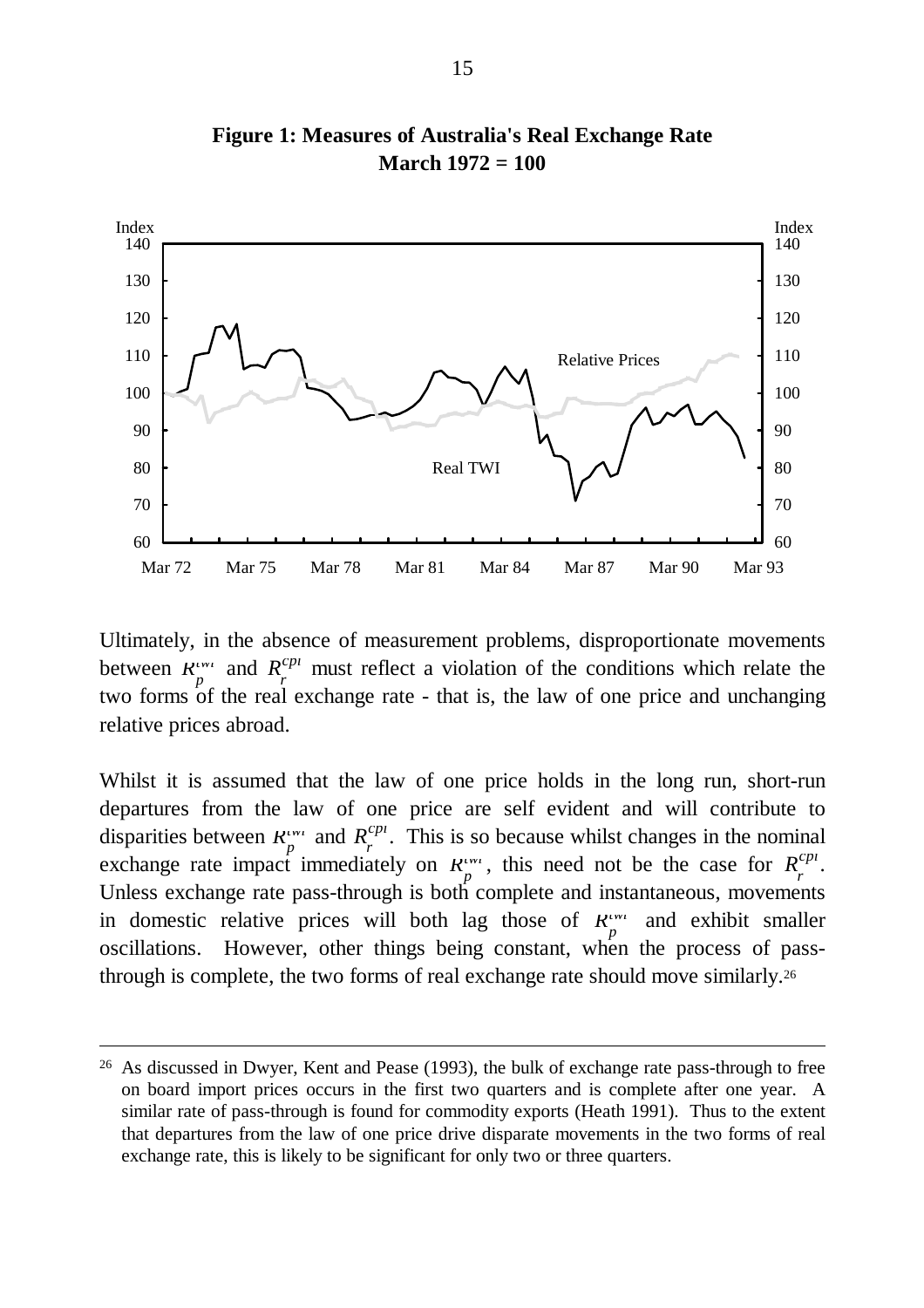**Figure 1: Measures of Australia's Real Exchange Rate**
**March 1972 = 100**

Ultimately, in the absence of measurement problems, disproportionate movements between $R_p^{twi}$ and $R_r^{cpi}$ must reflect a violation of the conditions which relate the two forms of the real exchange rate - that is, the law of one price and unchanging relative prices abroad.

Whilst it is assumed that the law of one price holds in the long run, short-run departures from the law of one price are self evident and will contribute to disparities between $R_p^{twi}$ and $R_r^{cpi}$. This is so because whilst changes in the nominal exchange rate impact immediately on $R_p^{twi}$, this need not be the case for $R_r^{cpi}$. Unless exchange rate pass-through is both complete and instantaneous, movements in domestic relative prices will both lag those of $R_p^{twi}$ and exhibit smaller oscillations. However, other things being constant, when the process of pass-through is complete, the two forms of real exchange rate should move similarly.[26]

[26] As discussed in Dwyer, Kent and Pease (1993), the bulk of exchange rate pass-through to free on board import prices occurs in the first two quarters and is complete after one year. A similar rate of pass-through is found for commodity exports (Heath 1991). Thus to the extent that departures from the law of one price drive disparate movements in the two forms of real exchange rate, this is likely to be significant for only two or three quarters.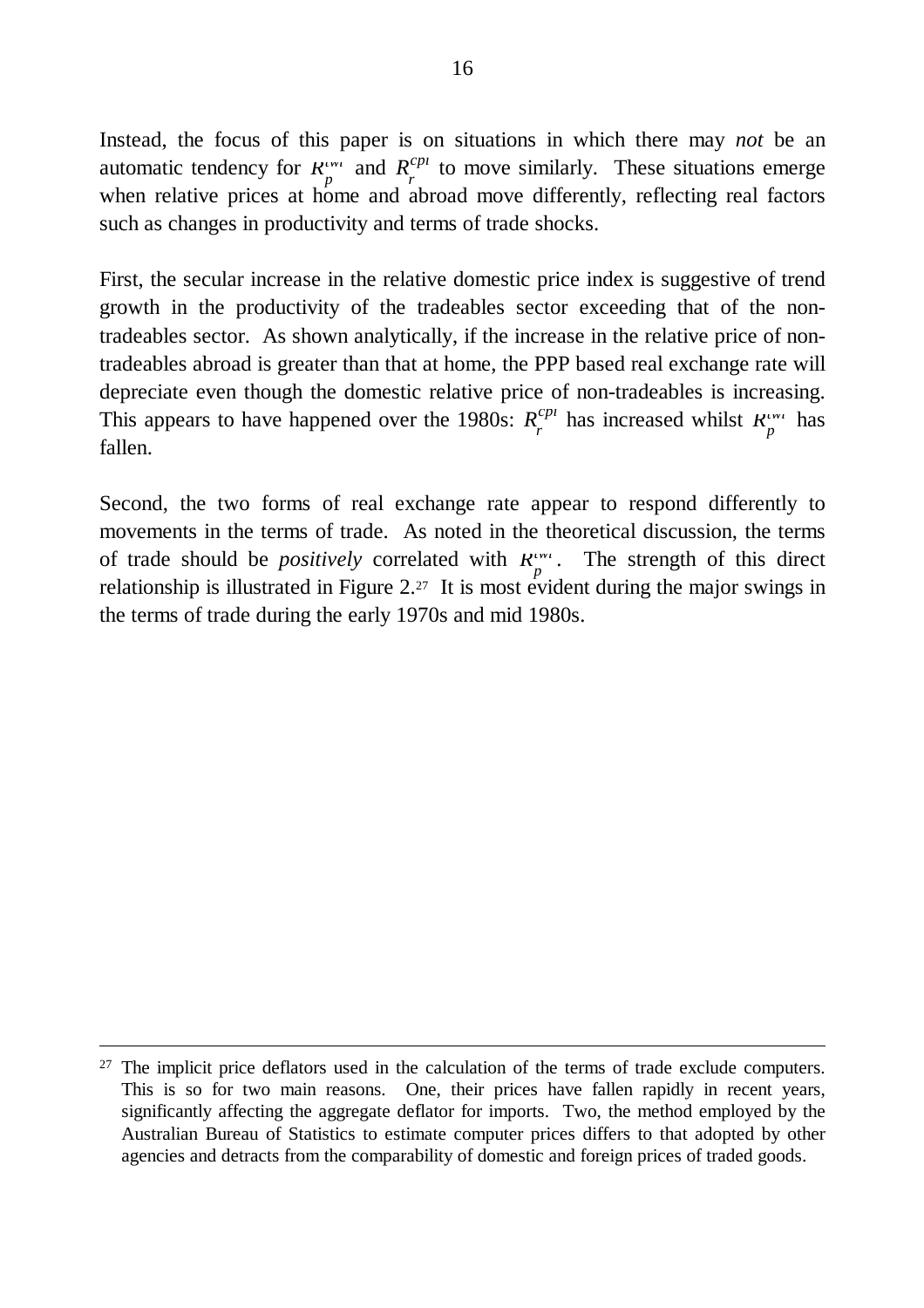Instead, the focus of this paper is on situations in which there may *not* be an automatic tendency for $R_p^{cwi}$ and $R_r^{cpi}$ to move similarly. These situations emerge when relative prices at home and abroad move differently, reflecting real factors such as changes in productivity and terms of trade shocks.

First, the secular increase in the relative domestic price index is suggestive of trend growth in the productivity of the tradeables sector exceeding that of the non-tradeables sector. As shown analytically, if the increase in the relative price of non-tradeables abroad is greater than that at home, the PPP based real exchange rate will depreciate even though the domestic relative price of non-tradeables is increasing. This appears to have happened over the 1980s: $R_r^{cpi}$ has increased whilst $R_p^{cwi}$ has fallen.

Second, the two forms of real exchange rate appear to respond differently to movements in the terms of trade. As noted in the theoretical discussion, the terms of trade should be *positively* correlated with $R_p^{cwi}$. The strength of this direct relationship is illustrated in Figure 2.[27] It is most evident during the major swings in the terms of trade during the early 1970s and mid 1980s.

[27] The implicit price deflators used in the calculation of the terms of trade exclude computers. This is so for two main reasons. One, their prices have fallen rapidly in recent years, significantly affecting the aggregate deflator for imports. Two, the method employed by the Australian Bureau of Statistics to estimate computer prices differs to that adopted by other agencies and detracts from the comparability of domestic and foreign prices of traded goods.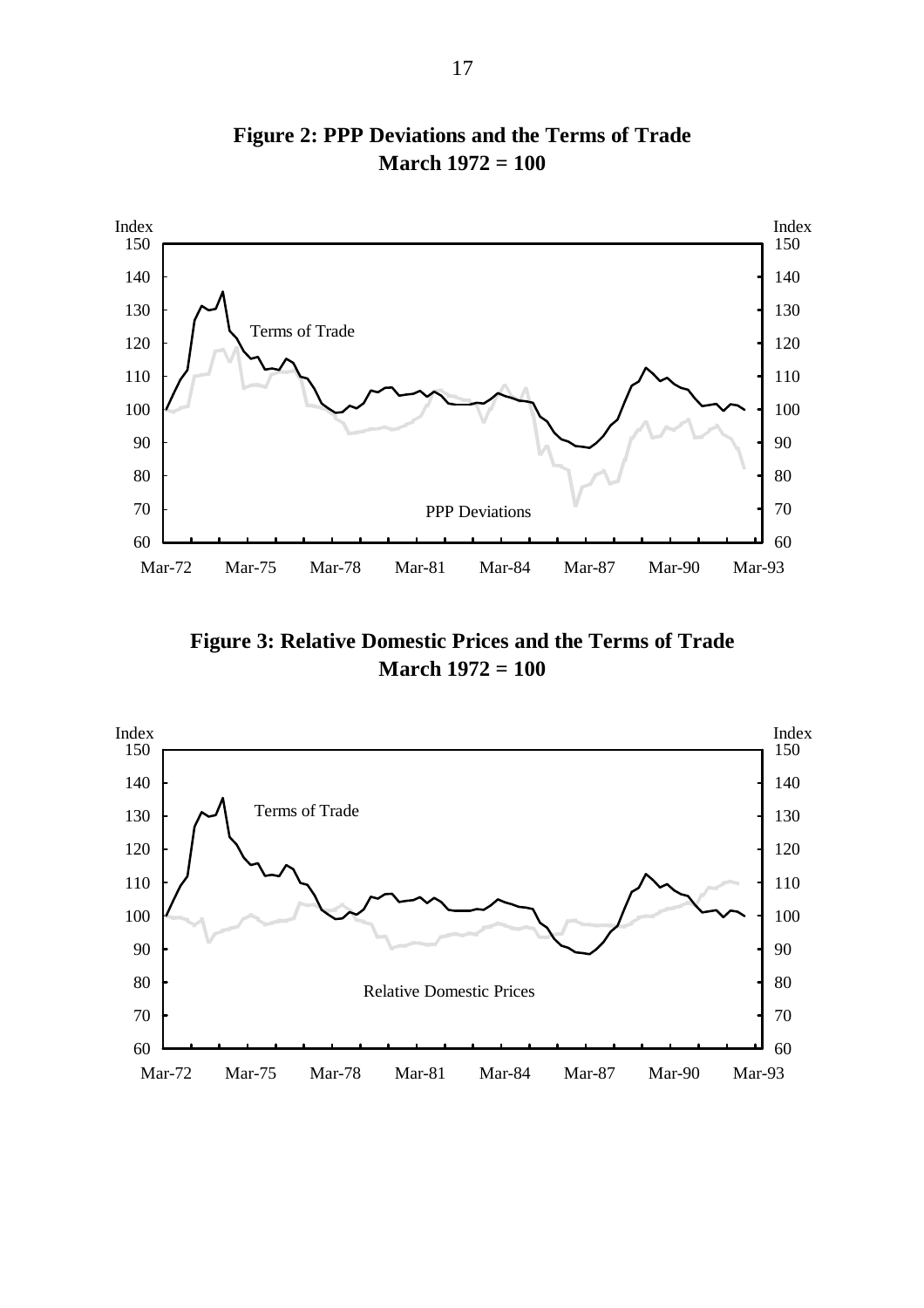**Figure 2: PPP Deviations and the Terms of Trade**
**March 1972 = 100**

**Figure 3: Relative Domestic Prices and the Terms of Trade**
**March 1972 = 100**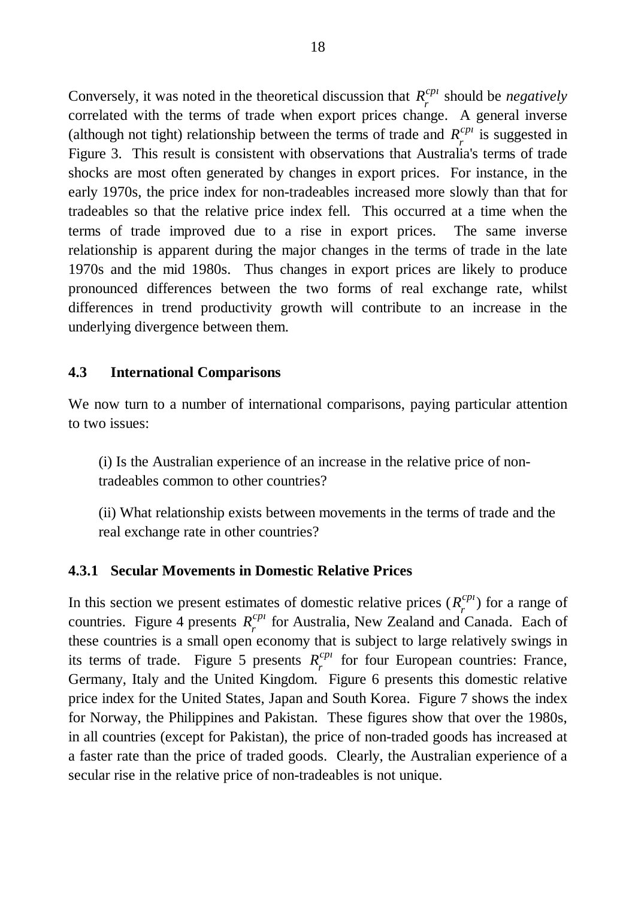Conversely, it was noted in the theoretical discussion that $R_r^{cpi}$ should be *negatively* correlated with the terms of trade when export prices change. A general inverse (although not tight) relationship between the terms of trade and $R_r^{cpi}$ is suggested in Figure 3. This result is consistent with observations that Australia's terms of trade shocks are most often generated by changes in export prices. For instance, in the early 1970s, the price index for non-tradeables increased more slowly than that for tradeables so that the relative price index fell. This occurred at a time when the terms of trade improved due to a rise in export prices. The same inverse relationship is apparent during the major changes in the terms of trade in the late 1970s and the mid 1980s. Thus changes in export prices are likely to produce pronounced differences between the two forms of real exchange rate, whilst differences in trend productivity growth will contribute to an increase in the underlying divergence between them.

### 4.3 International Comparisons

We now turn to a number of international comparisons, paying particular attention to two issues:

(i) Is the Australian experience of an increase in the relative price of non-tradeables common to other countries?

(ii) What relationship exists between movements in the terms of trade and the real exchange rate in other countries?

#### 4.3.1 Secular Movements in Domestic Relative Prices

In this section we present estimates of domestic relative prices ($R_r^{cpi}$) for a range of countries. Figure 4 presents $R_r^{cpi}$ for Australia, New Zealand and Canada. Each of these countries is a small open economy that is subject to large relatively swings in its terms of trade. Figure 5 presents $R_r^{cpi}$ for four European countries: France, Germany, Italy and the United Kingdom. Figure 6 presents this domestic relative price index for the United States, Japan and South Korea. Figure 7 shows the index for Norway, the Philippines and Pakistan. These figures show that over the 1980s, in all countries (except for Pakistan), the price of non-traded goods has increased at a faster rate than the price of traded goods. Clearly, the Australian experience of a secular rise in the relative price of non-tradeables is not unique.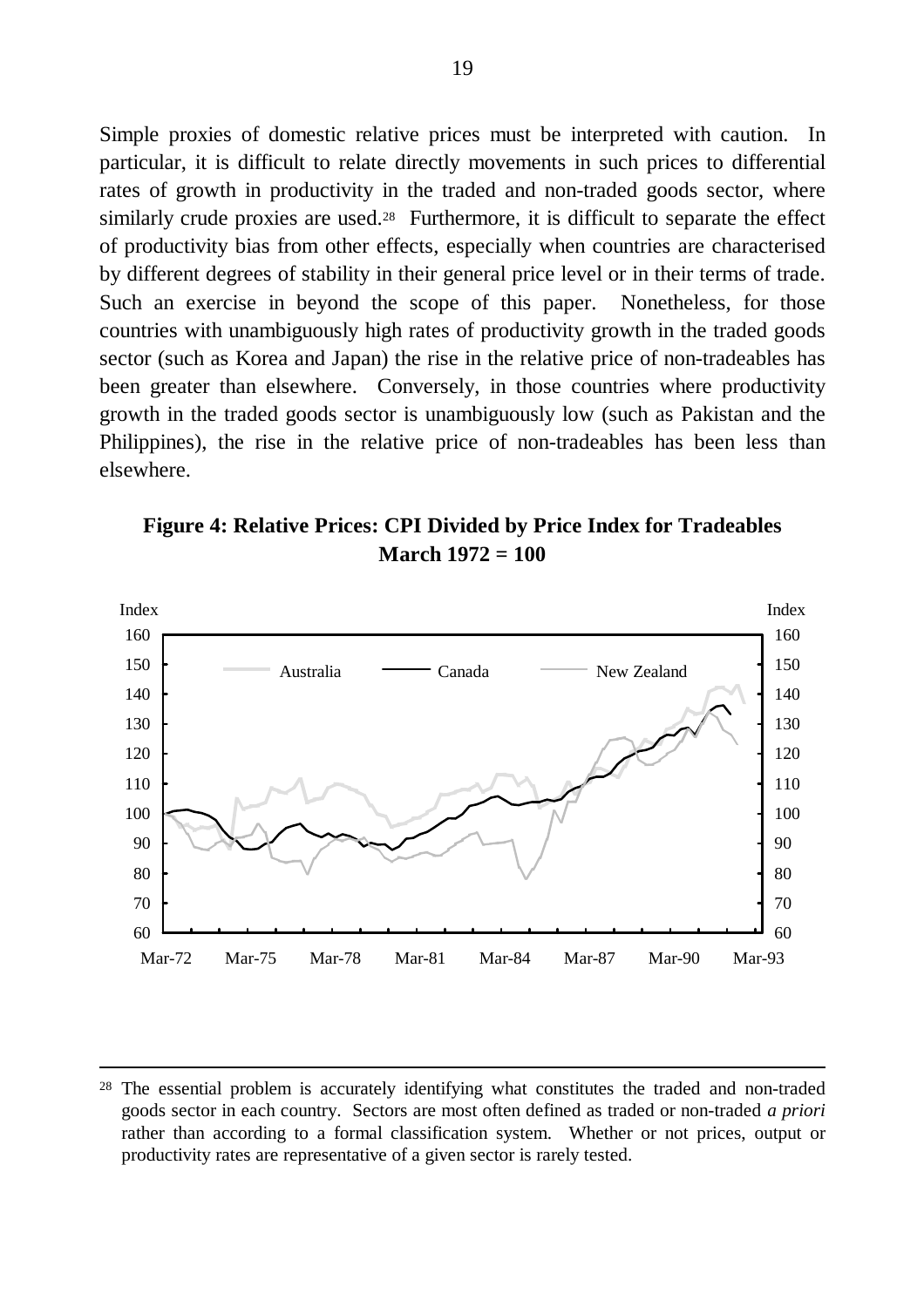Simple proxies of domestic relative prices must be interpreted with caution. In particular, it is difficult to relate directly movements in such prices to differential rates of growth in productivity in the traded and non-traded goods sector, where similarly crude proxies are used.[28] Furthermore, it is difficult to separate the effect of productivity bias from other effects, especially when countries are characterised by different degrees of stability in their general price level or in their terms of trade. Such an exercise in beyond the scope of this paper. Nonetheless, for those countries with unambiguously high rates of productivity growth in the traded goods sector (such as Korea and Japan) the rise in the relative price of non-tradeables has been greater than elsewhere. Conversely, in those countries where productivity growth in the traded goods sector is unambiguously low (such as Pakistan and the Philippines), the rise in the relative price of non-tradeables has been less than elsewhere.

**Figure 4: Relative Prices: CPI Divided by Price Index for Tradeables**
**March 1972 = 100**

[28] The essential problem is accurately identifying what constitutes the traded and non-traded goods sector in each country. Sectors are most often defined as traded or non-traded *a priori* rather than according to a formal classification system. Whether or not prices, output or productivity rates are representative of a given sector is rarely tested.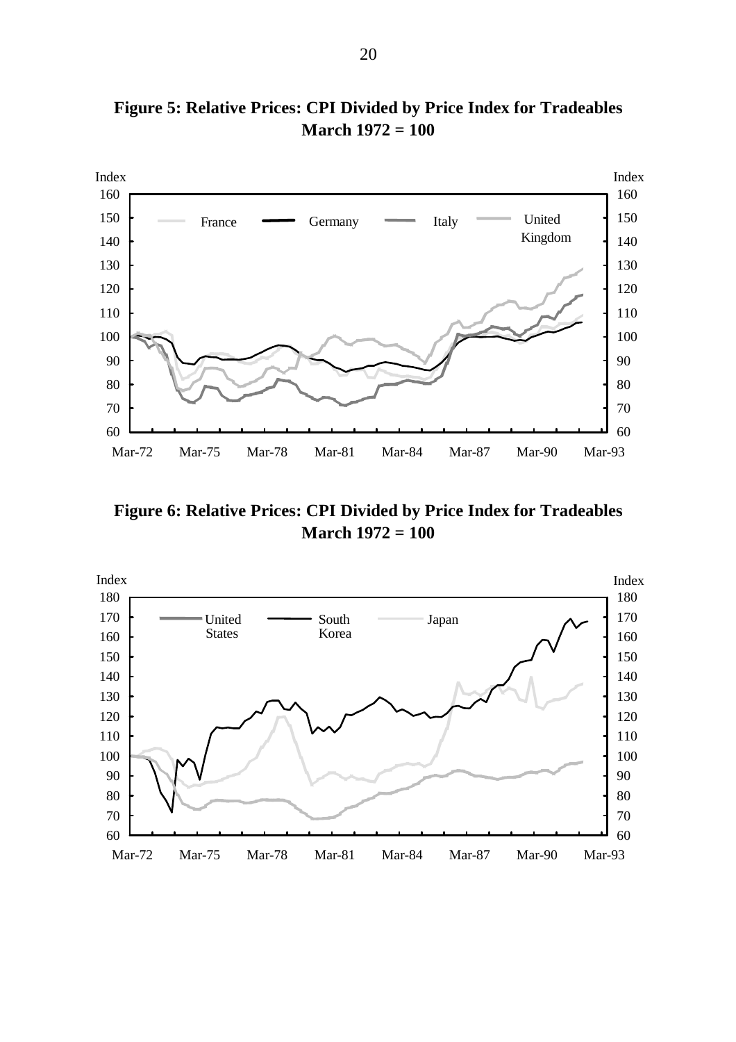**Figure 5: Relative Prices: CPI Divided by Price Index for Tradeables**
**March 1972 = 100**

**Figure 6: Relative Prices: CPI Divided by Price Index for Tradeables**
**March 1972 = 100**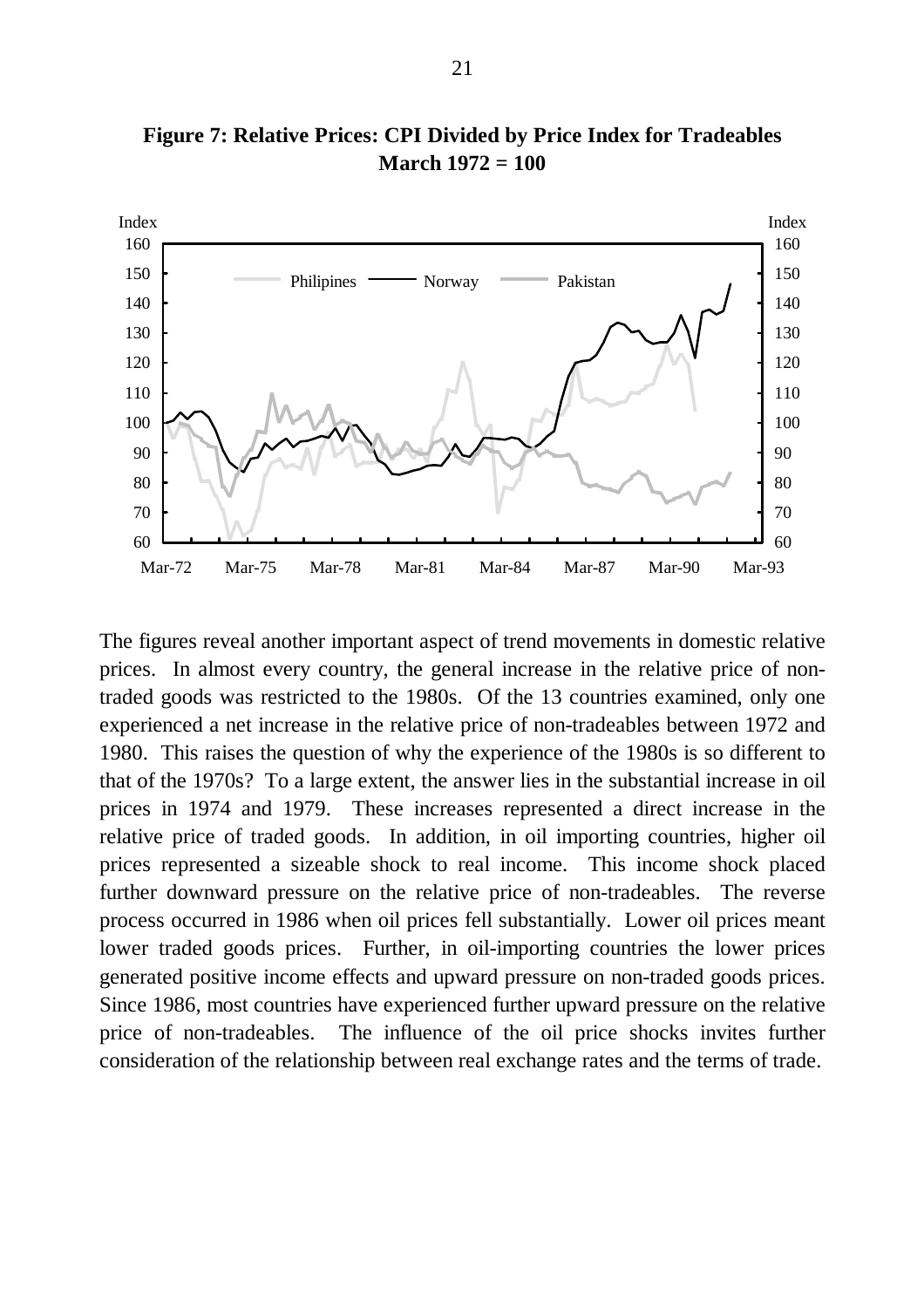**Figure 7: Relative Prices: CPI Divided by Price Index for Tradeables**
**March 1972 = 100**

The figures reveal another important aspect of trend movements in domestic relative prices. In almost every country, the general increase in the relative price of non-traded goods was restricted to the 1980s. Of the 13 countries examined, only one experienced a net increase in the relative price of non-tradeables between 1972 and 1980. This raises the question of why the experience of the 1980s is so different to that of the 1970s? To a large extent, the answer lies in the substantial increase in oil prices in 1974 and 1979. These increases represented a direct increase in the relative price of traded goods. In addition, in oil importing countries, higher oil prices represented a sizeable shock to real income. This income shock placed further downward pressure on the relative price of non-tradeables. The reverse process occurred in 1986 when oil prices fell substantially. Lower oil prices meant lower traded goods prices. Further, in oil-importing countries the lower prices generated positive income effects and upward pressure on non-traded goods prices. Since 1986, most countries have experienced further upward pressure on the relative price of non-tradeables. The influence of the oil price shocks invites further consideration of the relationship between real exchange rates and the terms of trade.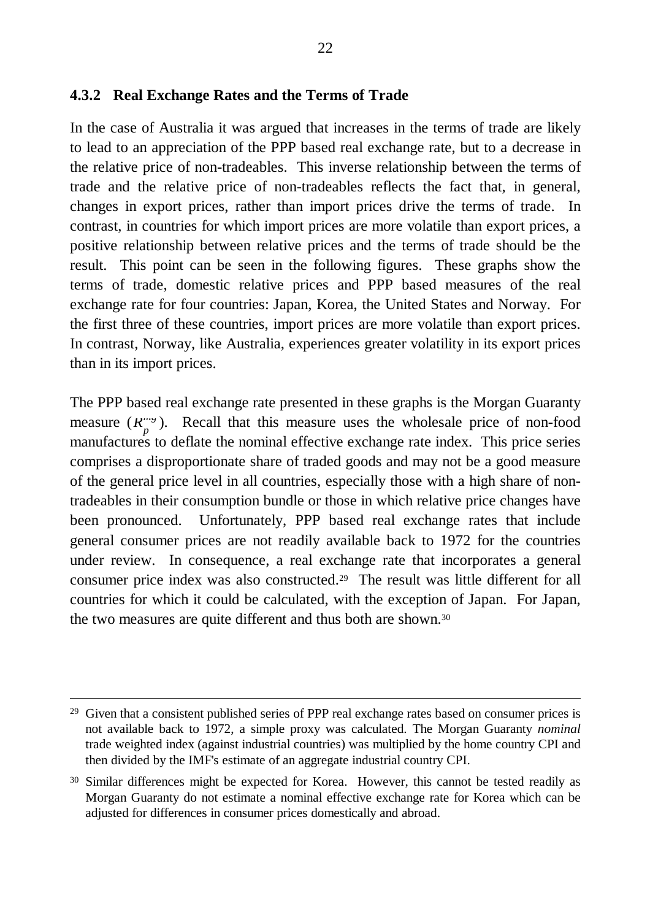### 4.3.2 Real Exchange Rates and the Terms of Trade

In the case of Australia it was argued that increases in the terms of trade are likely to lead to an appreciation of the PPP based real exchange rate, but to a decrease in the relative price of non-tradeables. This inverse relationship between the terms of trade and the relative price of non-tradeables reflects the fact that, in general, changes in export prices, rather than import prices drive the terms of trade. In contrast, in countries for which import prices are more volatile than export prices, a positive relationship between relative prices and the terms of trade should be the result. This point can be seen in the following figures. These graphs show the terms of trade, domestic relative prices and PPP based measures of the real exchange rate for four countries: Japan, Korea, the United States and Norway. For the first three of these countries, import prices are more volatile than export prices. In contrast, Norway, like Australia, experiences greater volatility in its export prices than in its import prices.

The PPP based real exchange rate presented in these graphs is the Morgan Guaranty measure ($R_p^{mg}$). Recall that this measure uses the wholesale price of non-food manufactures to deflate the nominal effective exchange rate index. This price series comprises a disproportionate share of traded goods and may not be a good measure of the general price level in all countries, especially those with a high share of non-tradeables in their consumption bundle or those in which relative price changes have been pronounced. Unfortunately, PPP based real exchange rates that include general consumer prices are not readily available back to 1972 for the countries under review. In consequence, a real exchange rate that incorporates a general consumer price index was also constructed.[29] The result was little different for all countries for which it could be calculated, with the exception of Japan. For Japan, the two measures are quite different and thus both are shown.[30]

---

[29] Given that a consistent published series of PPP real exchange rates based on consumer prices is not available back to 1972, a simple proxy was calculated. The Morgan Guaranty *nominal* trade weighted index (against industrial countries) was multiplied by the home country CPI and then divided by the IMF's estimate of an aggregate industrial country CPI.

[30] Similar differences might be expected for Korea. However, this cannot be tested readily as Morgan Guaranty do not estimate a nominal effective exchange rate for Korea which can be adjusted for differences in consumer prices domestically and abroad.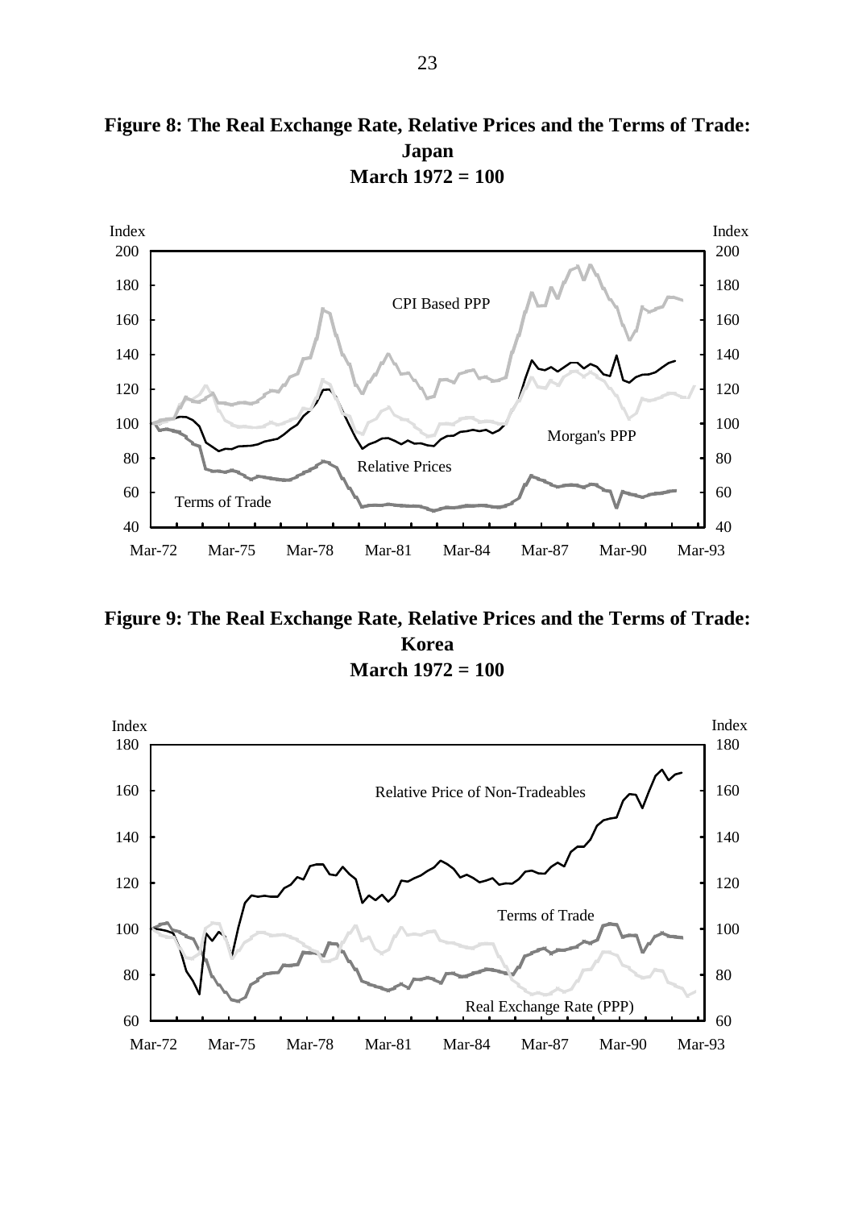**Figure 8: The Real Exchange Rate, Relative Prices and the Terms of Trade: Japan**
**March 1972 = 100**

**Figure 9: The Real Exchange Rate, Relative Prices and the Terms of Trade: Korea**
**March 1972 = 100**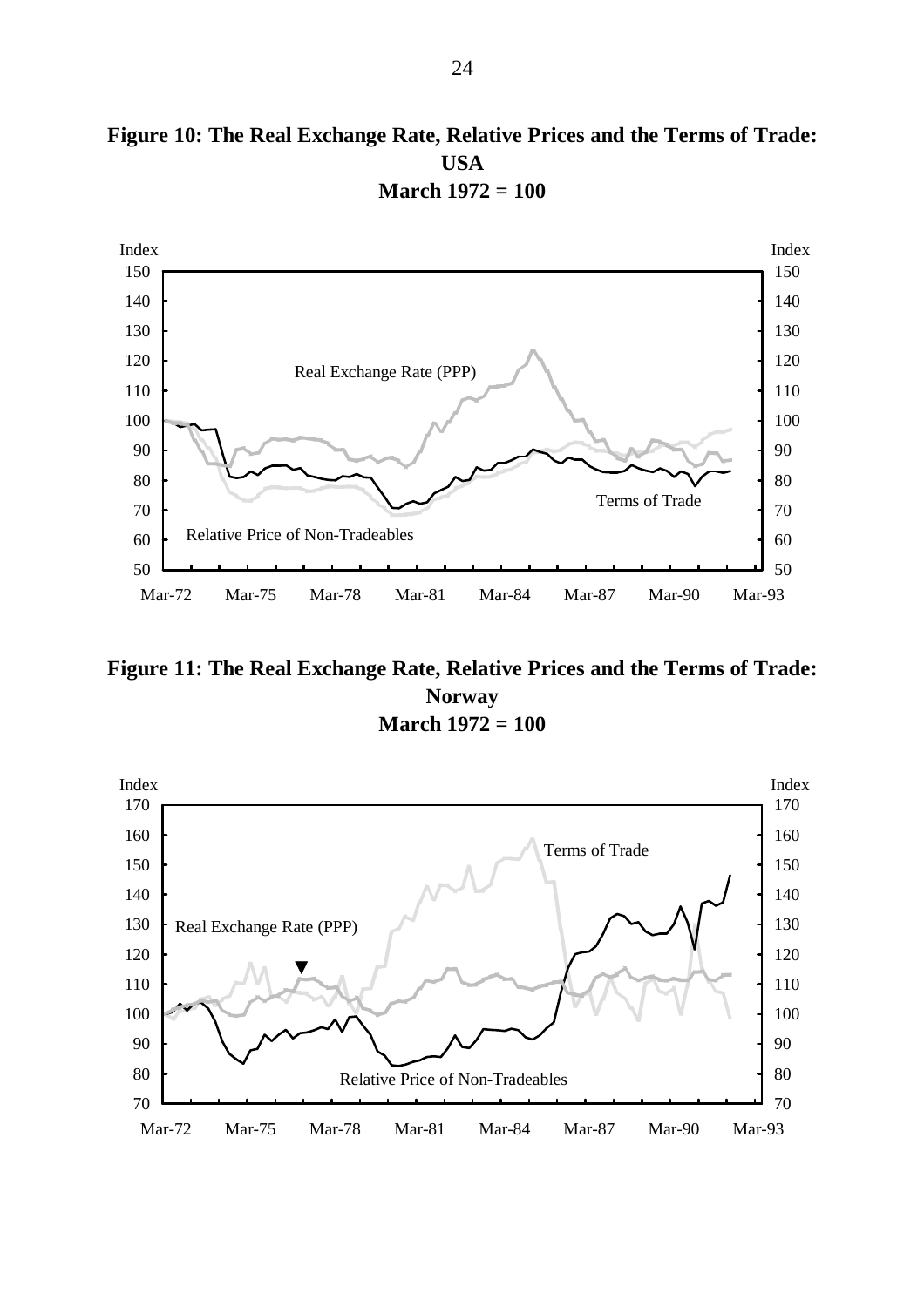**Figure 10: The Real Exchange Rate, Relative Prices and the Terms of Trade: USA**
**March 1972 = 100**

Index

Real Exchange Rate (PPP)

Terms of Trade

Relative Price of Non-Tradeables

**Figure 11: The Real Exchange Rate, Relative Prices and the Terms of Trade: Norway**
**March 1972 = 100**

Index

Terms of Trade

Real Exchange Rate (PPP)

Relative Price of Non-Tradeables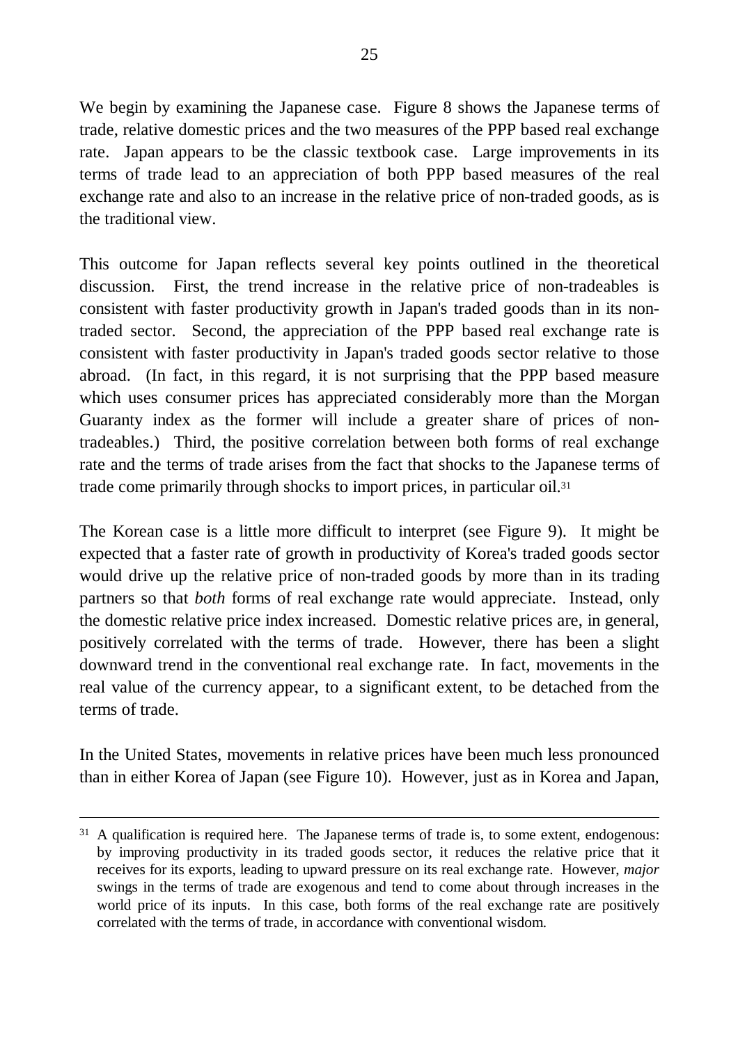We begin by examining the Japanese case. Figure 8 shows the Japanese terms of trade, relative domestic prices and the two measures of the PPP based real exchange rate. Japan appears to be the classic textbook case. Large improvements in its terms of trade lead to an appreciation of both PPP based measures of the real exchange rate and also to an increase in the relative price of non-traded goods, as is the traditional view.

This outcome for Japan reflects several key points outlined in the theoretical discussion. First, the trend increase in the relative price of non-tradeables is consistent with faster productivity growth in Japan's traded goods than in its non-traded sector. Second, the appreciation of the PPP based real exchange rate is consistent with faster productivity in Japan's traded goods sector relative to those abroad. (In fact, in this regard, it is not surprising that the PPP based measure which uses consumer prices has appreciated considerably more than the Morgan Guaranty index as the former will include a greater share of prices of non-tradeables.) Third, the positive correlation between both forms of real exchange rate and the terms of trade arises from the fact that shocks to the Japanese terms of trade come primarily through shocks to import prices, in particular oil.[31]

The Korean case is a little more difficult to interpret (see Figure 9). It might be expected that a faster rate of growth in productivity of Korea's traded goods sector would drive up the relative price of non-traded goods by more than in its trading partners so that *both* forms of real exchange rate would appreciate. Instead, only the domestic relative price index increased. Domestic relative prices are, in general, positively correlated with the terms of trade. However, there has been a slight downward trend in the conventional real exchange rate. In fact, movements in the real value of the currency appear, to a significant extent, to be detached from the terms of trade.

In the United States, movements in relative prices have been much less pronounced than in either Korea of Japan (see Figure 10). However, just as in Korea and Japan,

---

[31] A qualification is required here. The Japanese terms of trade is, to some extent, endogenous: by improving productivity in its traded goods sector, it reduces the relative price that it receives for its exports, leading to upward pressure on its real exchange rate. However, *major* swings in the terms of trade are exogenous and tend to come about through increases in the world price of its inputs. In this case, both forms of the real exchange rate are positively correlated with the terms of trade, in accordance with conventional wisdom.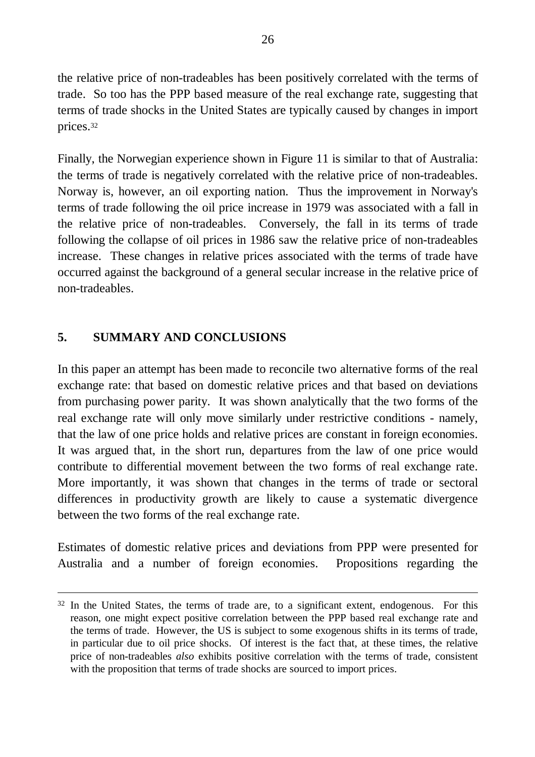the relative price of non-tradeables has been positively correlated with the terms of trade. So too has the PPP based measure of the real exchange rate, suggesting that terms of trade shocks in the United States are typically caused by changes in import prices.[32]

Finally, the Norwegian experience shown in Figure 11 is similar to that of Australia: the terms of trade is negatively correlated with the relative price of non-tradeables. Norway is, however, an oil exporting nation. Thus the improvement in Norway's terms of trade following the oil price increase in 1979 was associated with a fall in the relative price of non-tradeables. Conversely, the fall in its terms of trade following the collapse of oil prices in 1986 saw the relative price of non-tradeables increase. These changes in relative prices associated with the terms of trade have occurred against the background of a general secular increase in the relative price of non-tradeables.

## 5. SUMMARY AND CONCLUSIONS

In this paper an attempt has been made to reconcile two alternative forms of the real exchange rate: that based on domestic relative prices and that based on deviations from purchasing power parity. It was shown analytically that the two forms of the real exchange rate will only move similarly under restrictive conditions - namely, that the law of one price holds and relative prices are constant in foreign economies. It was argued that, in the short run, departures from the law of one price would contribute to differential movement between the two forms of real exchange rate. More importantly, it was shown that changes in the terms of trade or sectoral differences in productivity growth are likely to cause a systematic divergence between the two forms of the real exchange rate.

Estimates of domestic relative prices and deviations from PPP were presented for Australia and a number of foreign economies. Propositions regarding the

---

[32] In the United States, the terms of trade are, to a significant extent, endogenous. For this reason, one might expect positive correlation between the PPP based real exchange rate and the terms of trade. However, the US is subject to some exogenous shifts in its terms of trade, in particular due to oil price shocks. Of interest is the fact that, at these times, the relative price of non-tradeables *also* exhibits positive correlation with the terms of trade, consistent with the proposition that terms of trade shocks are sourced to import prices.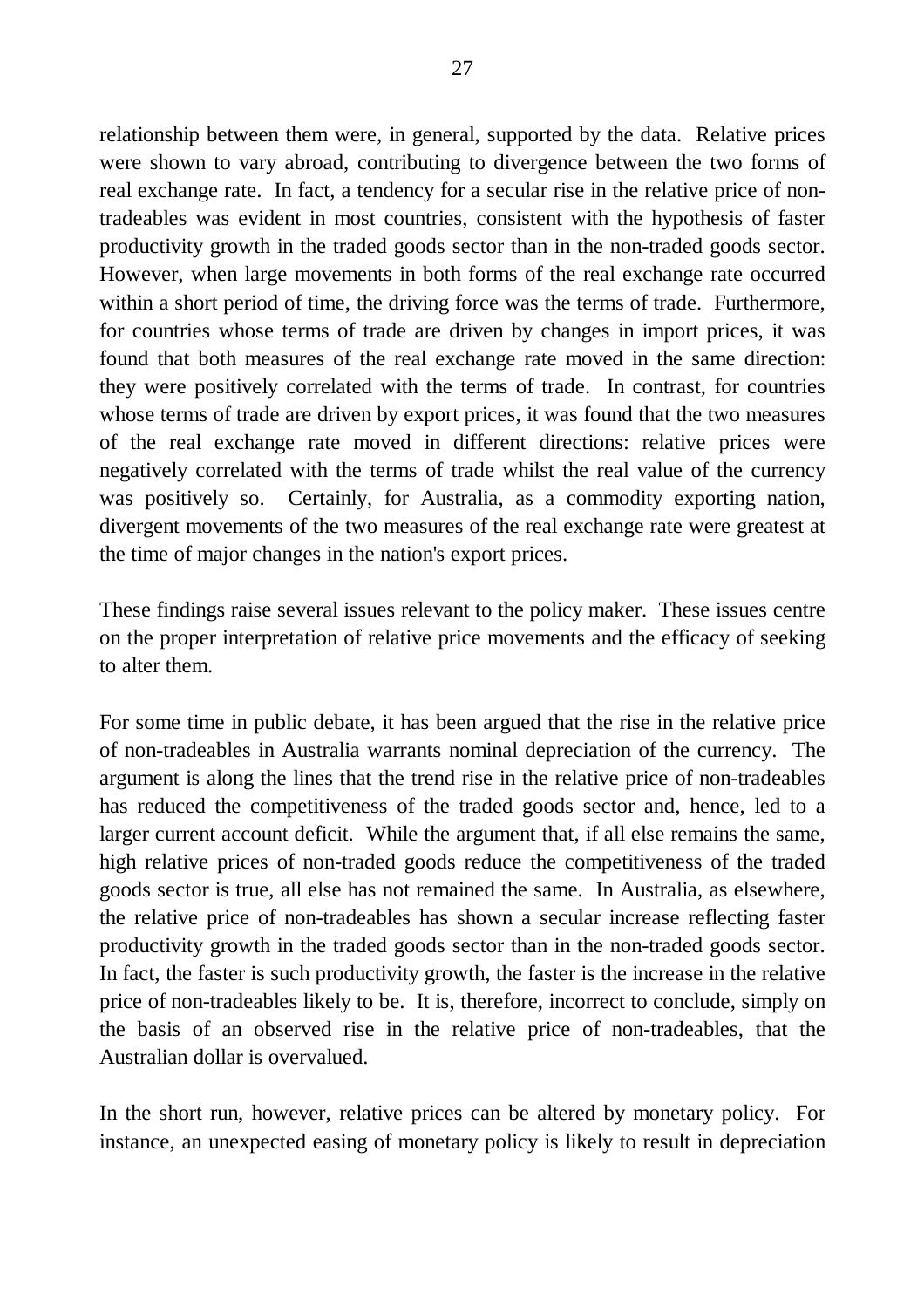relationship between them were, in general, supported by the data. Relative prices were shown to vary abroad, contributing to divergence between the two forms of real exchange rate. In fact, a tendency for a secular rise in the relative price of non-tradeables was evident in most countries, consistent with the hypothesis of faster productivity growth in the traded goods sector than in the non-traded goods sector. However, when large movements in both forms of the real exchange rate occurred within a short period of time, the driving force was the terms of trade. Furthermore, for countries whose terms of trade are driven by changes in import prices, it was found that both measures of the real exchange rate moved in the same direction: they were positively correlated with the terms of trade. In contrast, for countries whose terms of trade are driven by export prices, it was found that the two measures of the real exchange rate moved in different directions: relative prices were negatively correlated with the terms of trade whilst the real value of the currency was positively so. Certainly, for Australia, as a commodity exporting nation, divergent movements of the two measures of the real exchange rate were greatest at the time of major changes in the nation's export prices.

These findings raise several issues relevant to the policy maker. These issues centre on the proper interpretation of relative price movements and the efficacy of seeking to alter them.

For some time in public debate, it has been argued that the rise in the relative price of non-tradeables in Australia warrants nominal depreciation of the currency. The argument is along the lines that the trend rise in the relative price of non-tradeables has reduced the competitiveness of the traded goods sector and, hence, led to a larger current account deficit. While the argument that, if all else remains the same, high relative prices of non-traded goods reduce the competitiveness of the traded goods sector is true, all else has not remained the same. In Australia, as elsewhere, the relative price of non-tradeables has shown a secular increase reflecting faster productivity growth in the traded goods sector than in the non-traded goods sector. In fact, the faster is such productivity growth, the faster is the increase in the relative price of non-tradeables likely to be. It is, therefore, incorrect to conclude, simply on the basis of an observed rise in the relative price of non-tradeables, that the Australian dollar is overvalued.

In the short run, however, relative prices can be altered by monetary policy. For instance, an unexpected easing of monetary policy is likely to result in depreciation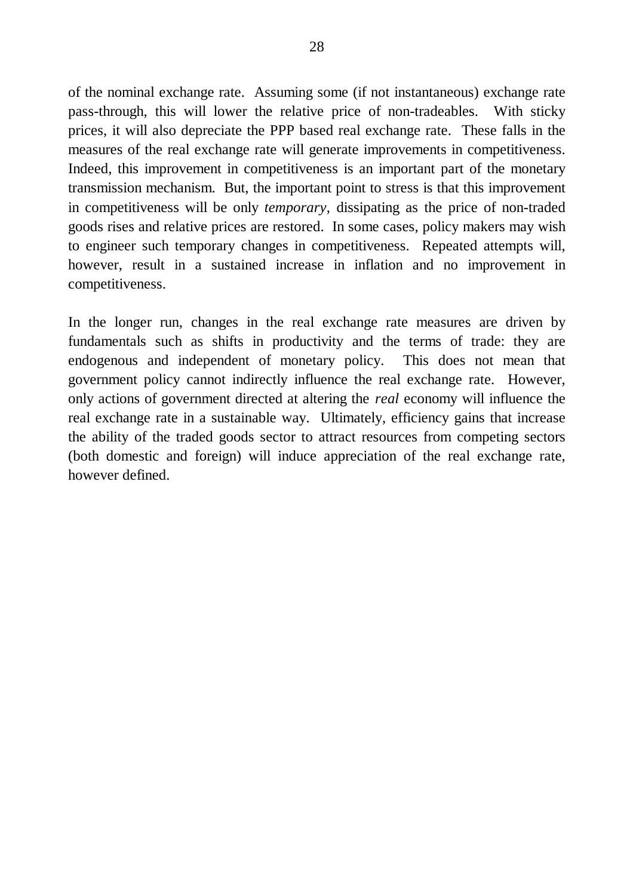of the nominal exchange rate. Assuming some (if not instantaneous) exchange rate pass-through, this will lower the relative price of non-tradeables. With sticky prices, it will also depreciate the PPP based real exchange rate. These falls in the measures of the real exchange rate will generate improvements in competitiveness. Indeed, this improvement in competitiveness is an important part of the monetary transmission mechanism. But, the important point to stress is that this improvement in competitiveness will be only *temporary*, dissipating as the price of non-traded goods rises and relative prices are restored. In some cases, policy makers may wish to engineer such temporary changes in competitiveness. Repeated attempts will, however, result in a sustained increase in inflation and no improvement in competitiveness.

In the longer run, changes in the real exchange rate measures are driven by fundamentals such as shifts in productivity and the terms of trade: they are endogenous and independent of monetary policy. This does not mean that government policy cannot indirectly influence the real exchange rate. However, only actions of government directed at altering the *real* economy will influence the real exchange rate in a sustainable way. Ultimately, efficiency gains that increase the ability of the traded goods sector to attract resources from competing sectors (both domestic and foreign) will induce appreciation of the real exchange rate, however defined.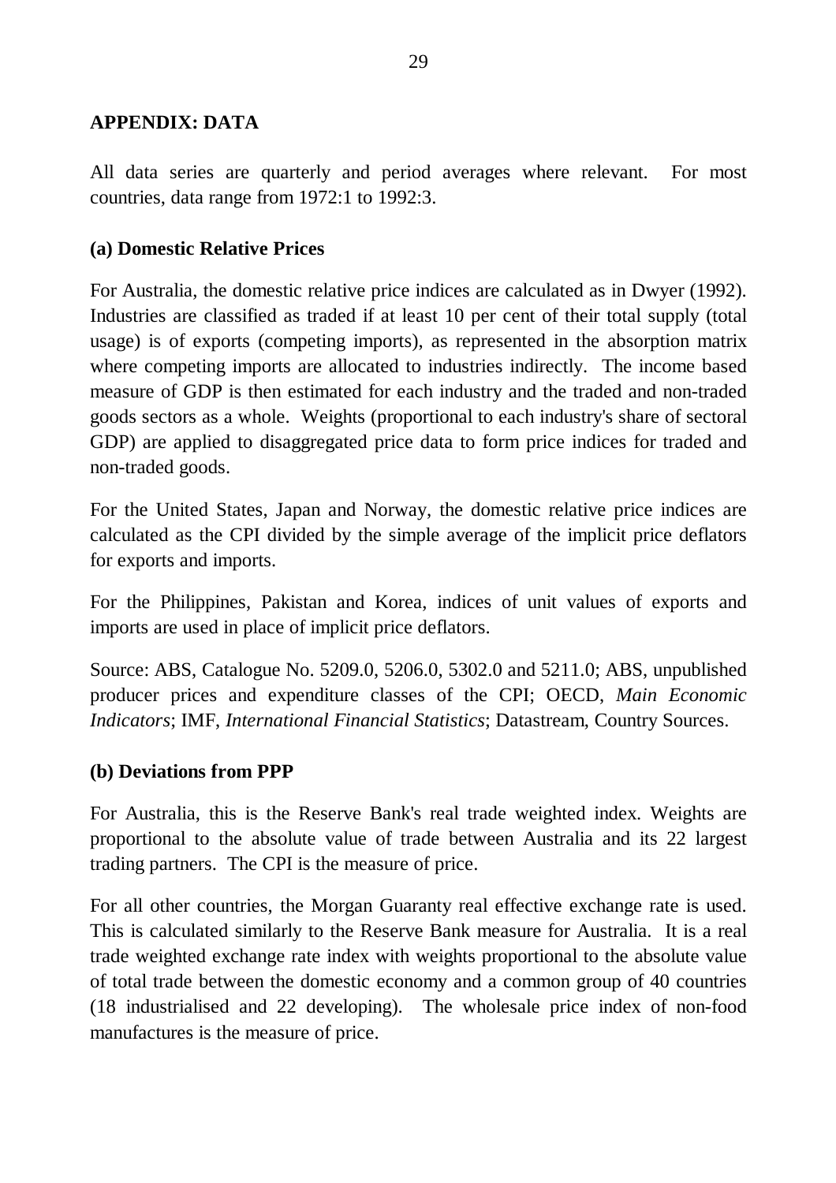## APPENDIX: DATA

All data series are quarterly and period averages where relevant. For most countries, data range from 1972:1 to 1992:3.

### (a) Domestic Relative Prices

For Australia, the domestic relative price indices are calculated as in Dwyer (1992). Industries are classified as traded if at least 10 per cent of their total supply (total usage) is of exports (competing imports), as represented in the absorption matrix where competing imports are allocated to industries indirectly. The income based measure of GDP is then estimated for each industry and the traded and non-traded goods sectors as a whole. Weights (proportional to each industry's share of sectoral GDP) are applied to disaggregated price data to form price indices for traded and non-traded goods.

For the United States, Japan and Norway, the domestic relative price indices are calculated as the CPI divided by the simple average of the implicit price deflators for exports and imports.

For the Philippines, Pakistan and Korea, indices of unit values of exports and imports are used in place of implicit price deflators.

Source: ABS, Catalogue No. 5209.0, 5206.0, 5302.0 and 5211.0; ABS, unpublished producer prices and expenditure classes of the CPI; OECD, *Main Economic Indicators*; IMF, *International Financial Statistics*; Datastream, Country Sources.

### (b) Deviations from PPP

For Australia, this is the Reserve Bank's real trade weighted index. Weights are proportional to the absolute value of trade between Australia and its 22 largest trading partners. The CPI is the measure of price.

For all other countries, the Morgan Guaranty real effective exchange rate is used. This is calculated similarly to the Reserve Bank measure for Australia. It is a real trade weighted exchange rate index with weights proportional to the absolute value of total trade between the domestic economy and a common group of 40 countries (18 industrialised and 22 developing). The wholesale price index of non-food manufactures is the measure of price.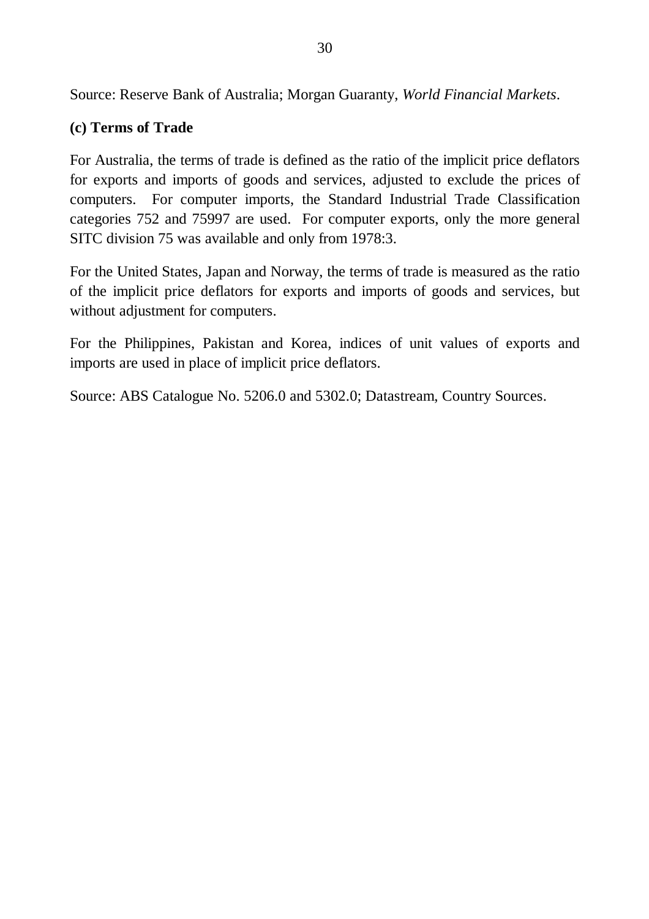Source: Reserve Bank of Australia; Morgan Guaranty, *World Financial Markets*.

**(c) Terms of Trade**

For Australia, the terms of trade is defined as the ratio of the implicit price deflators for exports and imports of goods and services, adjusted to exclude the prices of computers. For computer imports, the Standard Industrial Trade Classification categories 752 and 75997 are used. For computer exports, only the more general SITC division 75 was available and only from 1978:3.

For the United States, Japan and Norway, the terms of trade is measured as the ratio of the implicit price deflators for exports and imports of goods and services, but without adjustment for computers.

For the Philippines, Pakistan and Korea, indices of unit values of exports and imports are used in place of implicit price deflators.

Source: ABS Catalogue No. 5206.0 and 5302.0; Datastream, Country Sources.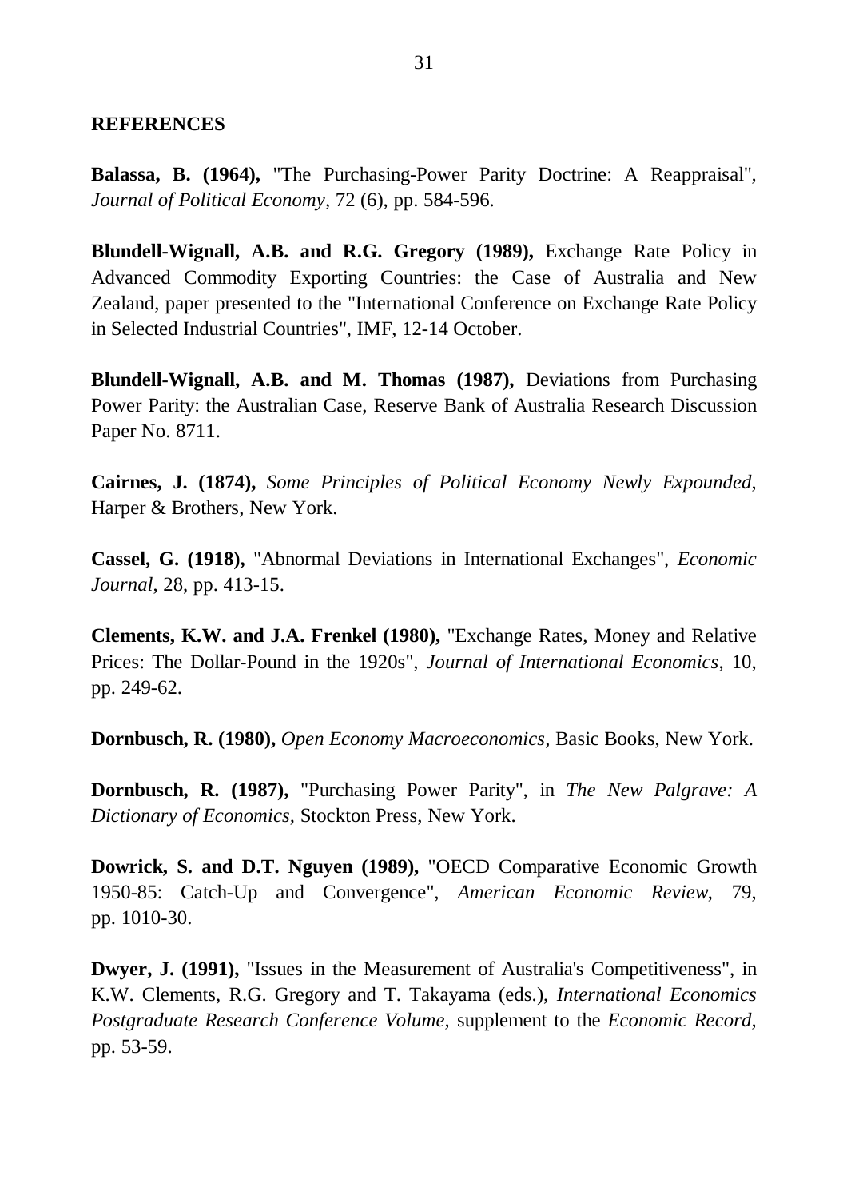## REFERENCES

**Balassa, B. (1964),** "The Purchasing-Power Parity Doctrine: A Reappraisal", *Journal of Political Economy*, 72 (6), pp. 584-596.

**Blundell-Wignall, A.B. and R.G. Gregory (1989),** Exchange Rate Policy in Advanced Commodity Exporting Countries: the Case of Australia and New Zealand, paper presented to the "International Conference on Exchange Rate Policy in Selected Industrial Countries", IMF, 12-14 October.

**Blundell-Wignall, A.B. and M. Thomas (1987),** Deviations from Purchasing Power Parity: the Australian Case, Reserve Bank of Australia Research Discussion Paper No. 8711.

**Cairnes, J. (1874),** *Some Principles of Political Economy Newly Expounded*, Harper & Brothers, New York.

**Cassel, G. (1918),** "Abnormal Deviations in International Exchanges", *Economic Journal*, 28, pp. 413-15.

**Clements, K.W. and J.A. Frenkel (1980),** "Exchange Rates, Money and Relative Prices: The Dollar-Pound in the 1920s", *Journal of International Economics*, 10, pp. 249-62.

**Dornbusch, R. (1980),** *Open Economy Macroeconomics*, Basic Books, New York.

**Dornbusch, R. (1987),** "Purchasing Power Parity", in *The New Palgrave: A Dictionary of Economics*, Stockton Press, New York.

**Dowrick, S. and D.T. Nguyen (1989),** "OECD Comparative Economic Growth 1950-85: Catch-Up and Convergence", *American Economic Review*, 79, pp. 1010-30.

**Dwyer, J. (1991),** "Issues in the Measurement of Australia's Competitiveness", in K.W. Clements, R.G. Gregory and T. Takayama (eds.), *International Economics Postgraduate Research Conference Volume*, supplement to the *Economic Record*, pp. 53-59.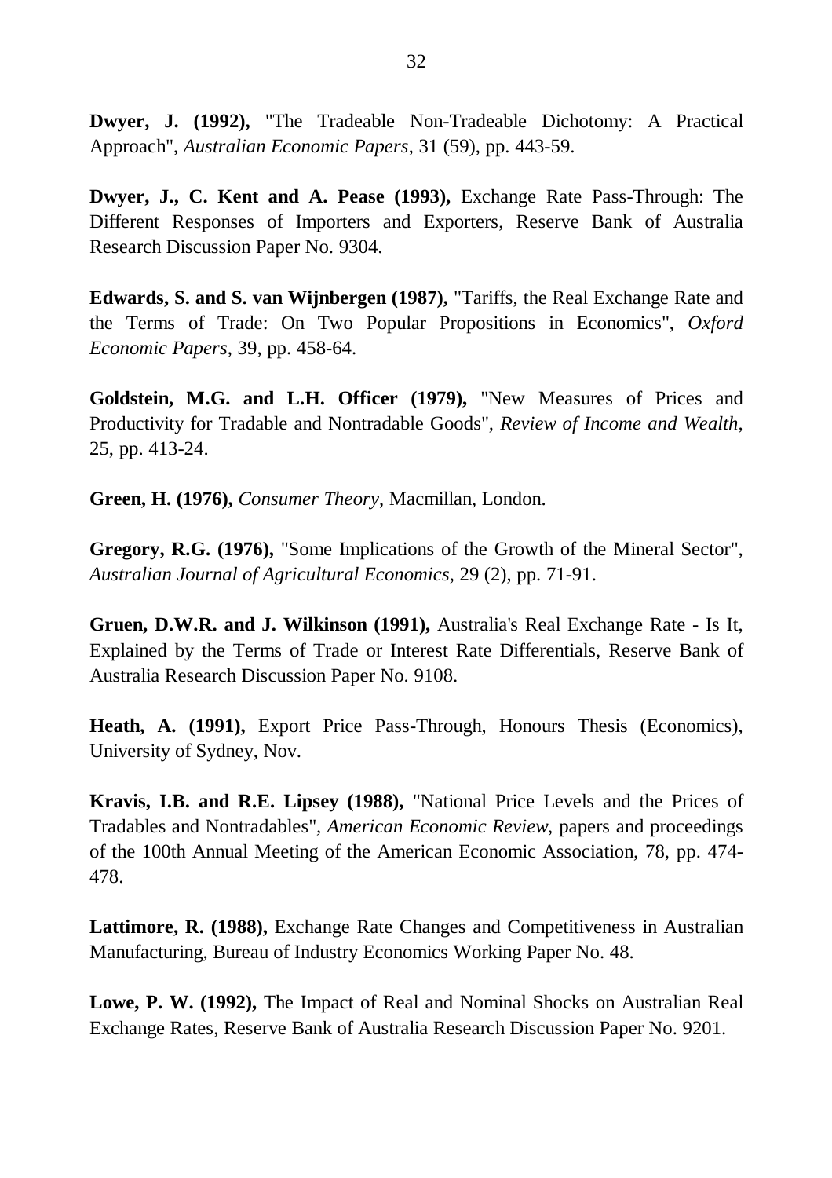**Dwyer, J. (1992),** "The Tradeable Non-Tradeable Dichotomy: A Practical Approach", *Australian Economic Papers*, 31 (59), pp. 443-59.

**Dwyer, J., C. Kent and A. Pease (1993),** Exchange Rate Pass-Through: The Different Responses of Importers and Exporters, Reserve Bank of Australia Research Discussion Paper No. 9304.

**Edwards, S. and S. van Wijnbergen (1987),** "Tariffs, the Real Exchange Rate and the Terms of Trade: On Two Popular Propositions in Economics", *Oxford Economic Papers*, 39, pp. 458-64.

**Goldstein, M.G. and L.H. Officer (1979),** "New Measures of Prices and Productivity for Tradable and Nontradable Goods", *Review of Income and Wealth*, 25, pp. 413-24.

**Green, H. (1976),** *Consumer Theory*, Macmillan, London.

**Gregory, R.G. (1976),** "Some Implications of the Growth of the Mineral Sector", *Australian Journal of Agricultural Economics*, 29 (2), pp. 71-91.

**Gruen, D.W.R. and J. Wilkinson (1991),** Australia's Real Exchange Rate - Is It, Explained by the Terms of Trade or Interest Rate Differentials, Reserve Bank of Australia Research Discussion Paper No. 9108.

**Heath, A. (1991),** Export Price Pass-Through, Honours Thesis (Economics), University of Sydney, Nov.

**Kravis, I.B. and R.E. Lipsey (1988),** "National Price Levels and the Prices of Tradables and Nontradables", *American Economic Review*, papers and proceedings of the 100th Annual Meeting of the American Economic Association, 78, pp. 474-478.

**Lattimore, R. (1988),** Exchange Rate Changes and Competitiveness in Australian Manufacturing, Bureau of Industry Economics Working Paper No. 48.

**Lowe, P. W. (1992),** The Impact of Real and Nominal Shocks on Australian Real Exchange Rates, Reserve Bank of Australia Research Discussion Paper No. 9201.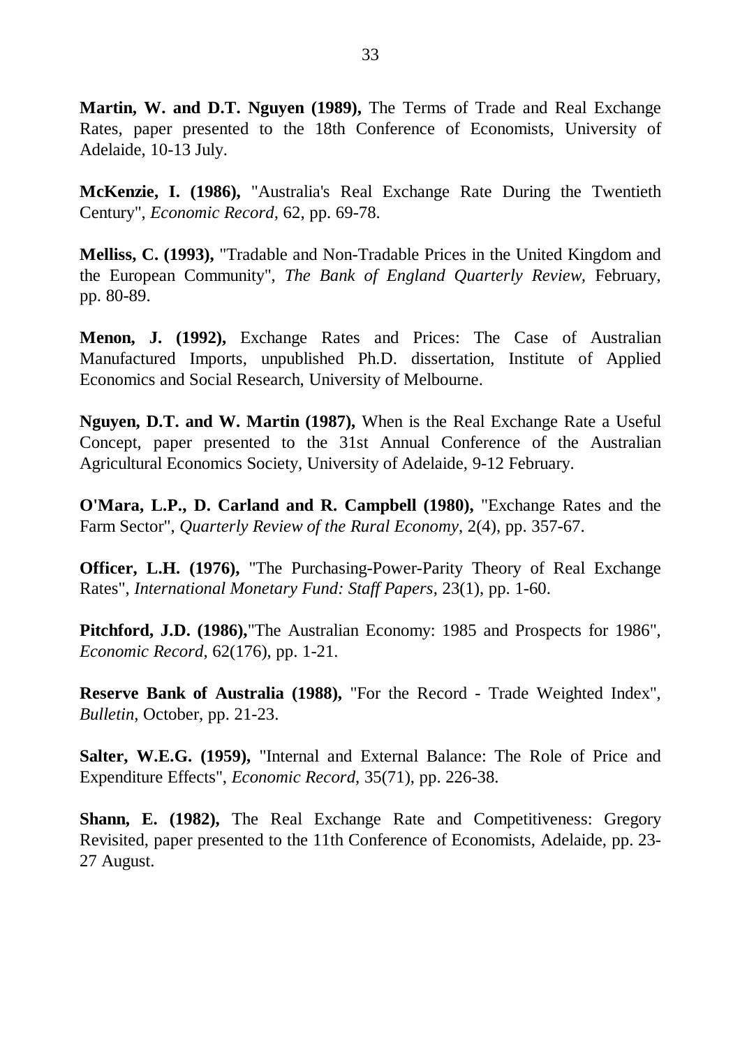**Martin, W. and D.T. Nguyen (1989),** The Terms of Trade and Real Exchange Rates, paper presented to the 18th Conference of Economists, University of Adelaide, 10-13 July.

**McKenzie, I. (1986),** "Australia's Real Exchange Rate During the Twentieth Century", *Economic Record*, 62, pp. 69-78.

**Melliss, C. (1993),** "Tradable and Non-Tradable Prices in the United Kingdom and the European Community", *The Bank of England Quarterly Review,* February, pp. 80-89.

**Menon, J. (1992),** Exchange Rates and Prices: The Case of Australian Manufactured Imports, unpublished Ph.D. dissertation, Institute of Applied Economics and Social Research, University of Melbourne.

**Nguyen, D.T. and W. Martin (1987),** When is the Real Exchange Rate a Useful Concept, paper presented to the 31st Annual Conference of the Australian Agricultural Economics Society, University of Adelaide, 9-12 February.

**O'Mara, L.P., D. Carland and R. Campbell (1980),** "Exchange Rates and the Farm Sector", *Quarterly Review of the Rural Economy*, 2(4), pp. 357-67.

**Officer, L.H. (1976),** "The Purchasing-Power-Parity Theory of Real Exchange Rates", *International Monetary Fund: Staff Papers*, 23(1), pp. 1-60.

**Pitchford, J.D. (1986),**"The Australian Economy: 1985 and Prospects for 1986", *Economic Record*, 62(176), pp. 1-21.

**Reserve Bank of Australia (1988),** "For the Record - Trade Weighted Index", *Bulletin*, October, pp. 21-23.

**Salter, W.E.G. (1959),** "Internal and External Balance: The Role of Price and Expenditure Effects", *Economic Record,* 35(71), pp. 226-38.

**Shann, E. (1982),** The Real Exchange Rate and Competitiveness: Gregory Revisited, paper presented to the 11th Conference of Economists, Adelaide, pp. 23-27 August.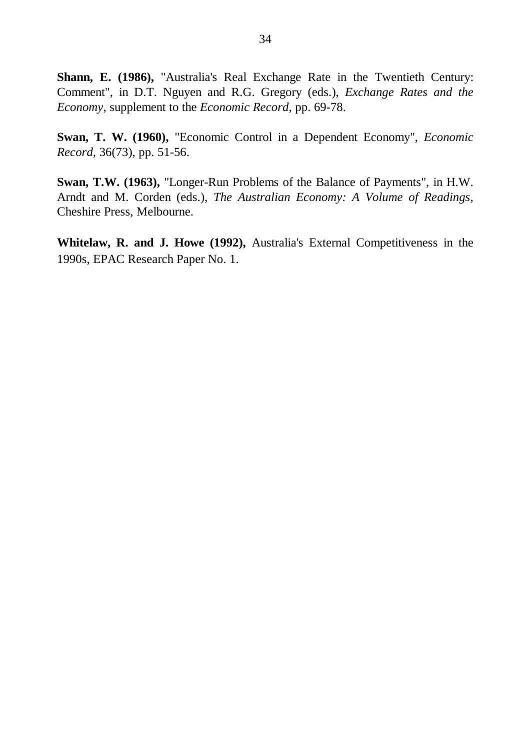**Shann, E. (1986),** "Australia's Real Exchange Rate in the Twentieth Century: Comment", in D.T. Nguyen and R.G. Gregory (eds.), *Exchange Rates and the Economy*, supplement to the *Economic Record*, pp. 69-78.

**Swan, T. W. (1960),** "Economic Control in a Dependent Economy", *Economic Record*, 36(73), pp. 51-56.

**Swan, T.W. (1963),** "Longer-Run Problems of the Balance of Payments", in H.W. Arndt and M. Corden (eds.), *The Australian Economy: A Volume of Readings*, Cheshire Press, Melbourne.

**Whitelaw, R. and J. Howe (1992),** Australia's External Competitiveness in the 1990s, EPAC Research Paper No. 1.